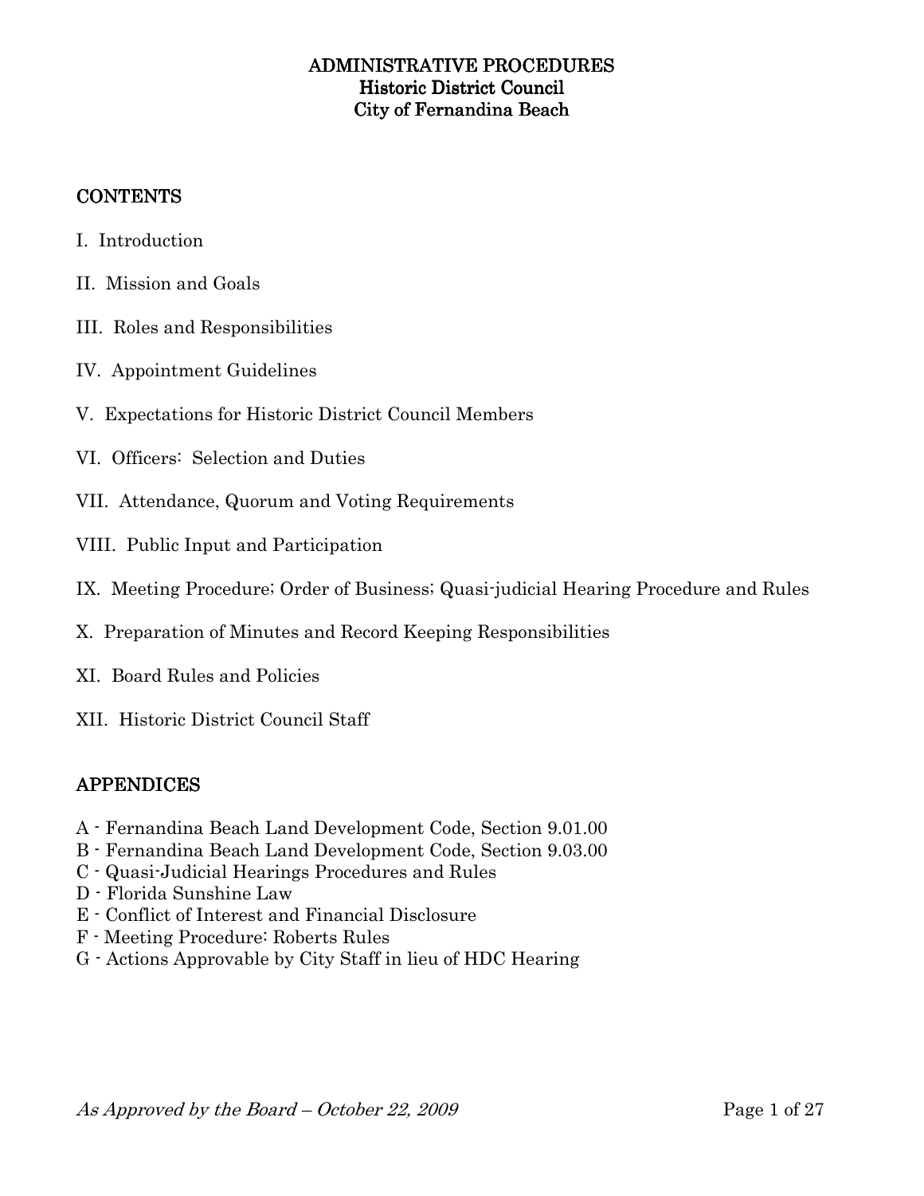# ADMINISTRATIVE PROCEDURES
# Historic District Council
# City of Fernandina Beach

## CONTENTS

I. Introduction

II. Mission and Goals

III. Roles and Responsibilities

IV. Appointment Guidelines

V. Expectations for Historic District Council Members

VI. Officers: Selection and Duties

VII. Attendance, Quorum and Voting Requirements

VIII. Public Input and Participation

IX. Meeting Procedure; Order of Business; Quasi-judicial Hearing Procedure and Rules

X. Preparation of Minutes and Record Keeping Responsibilities

XI. Board Rules and Policies

XII. Historic District Council Staff

## APPENDICES

A - Fernandina Beach Land Development Code, Section 9.01.00
B - Fernandina Beach Land Development Code, Section 9.03.00
C - Quasi-Judicial Hearings Procedures and Rules
D - Florida Sunshine Law
E - Conflict of Interest and Financial Disclosure
F - Meeting Procedure: Roberts Rules
G - Actions Approvable by City Staff in lieu of HDC Hearing

*As Approved by the Board – October 22, 2009*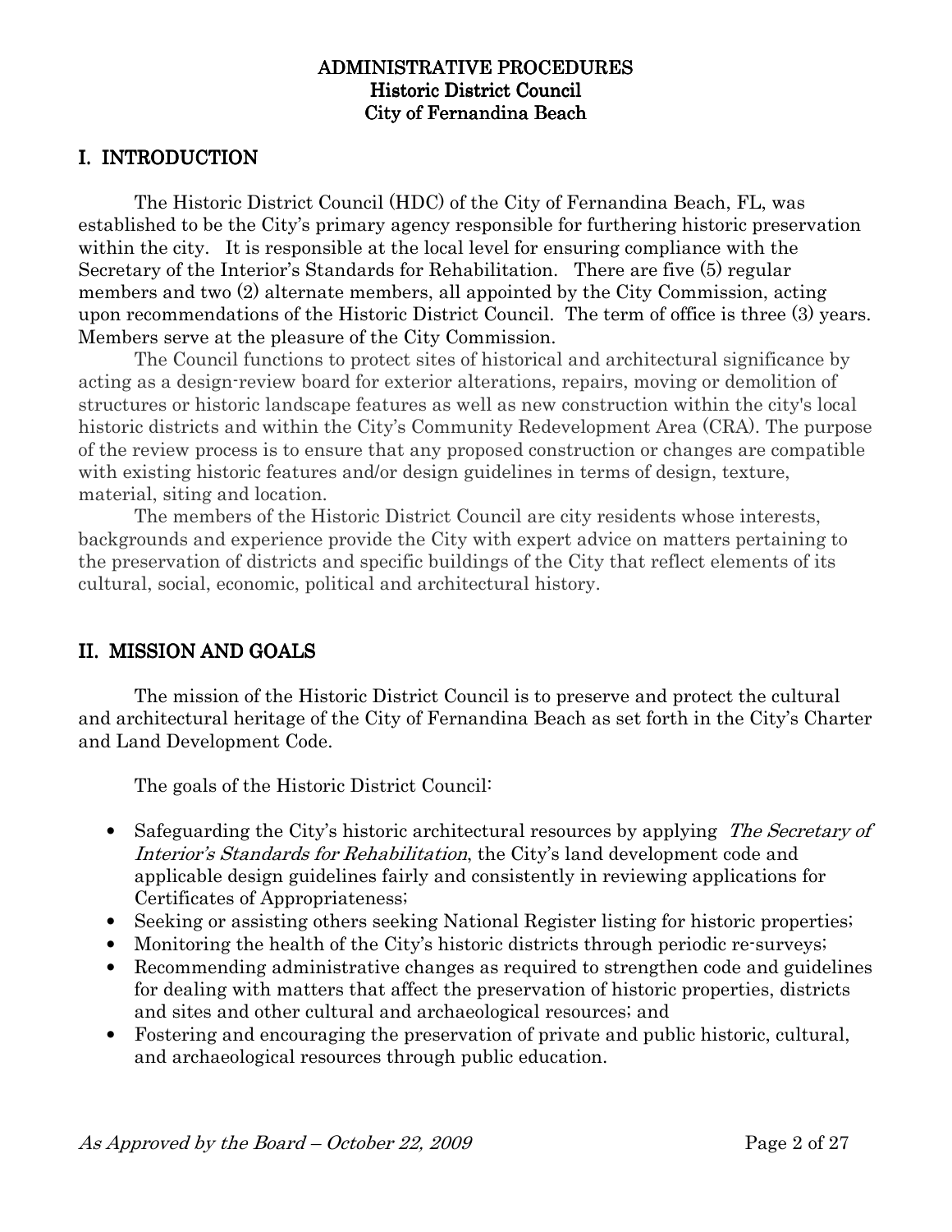**ADMINISTRATIVE PROCEDURES**
**Historic District Council**
**City of Fernandina Beach**

## I. INTRODUCTION

The Historic District Council (HDC) of the City of Fernandina Beach, FL, was established to be the City's primary agency responsible for furthering historic preservation within the city. It is responsible at the local level for ensuring compliance with the Secretary of the Interior's Standards for Rehabilitation. There are five (5) regular members and two (2) alternate members, all appointed by the City Commission, acting upon recommendations of the Historic District Council. The term of office is three (3) years. Members serve at the pleasure of the City Commission.

The Council functions to protect sites of historical and architectural significance by acting as a design-review board for exterior alterations, repairs, moving or demolition of structures or historic landscape features as well as new construction within the city's local historic districts and within the City's Community Redevelopment Area (CRA). The purpose of the review process is to ensure that any proposed construction or changes are compatible with existing historic features and/or design guidelines in terms of design, texture, material, siting and location.

The members of the Historic District Council are city residents whose interests, backgrounds and experience provide the City with expert advice on matters pertaining to the preservation of districts and specific buildings of the City that reflect elements of its cultural, social, economic, political and architectural history.

## II. MISSION AND GOALS

The mission of the Historic District Council is to preserve and protect the cultural and architectural heritage of the City of Fernandina Beach as set forth in the City's Charter and Land Development Code.

The goals of the Historic District Council:

- Safeguarding the City's historic architectural resources by applying *The Secretary of Interior's Standards for Rehabilitation*, the City's land development code and applicable design guidelines fairly and consistently in reviewing applications for Certificates of Appropriateness;
- Seeking or assisting others seeking National Register listing for historic properties;
- Monitoring the health of the City's historic districts through periodic re-surveys;
- Recommending administrative changes as required to strengthen code and guidelines for dealing with matters that affect the preservation of historic properties, districts and sites and other cultural and archaeological resources; and
- Fostering and encouraging the preservation of private and public historic, cultural, and archaeological resources through public education.

*As Approved by the Board – October 22, 2009*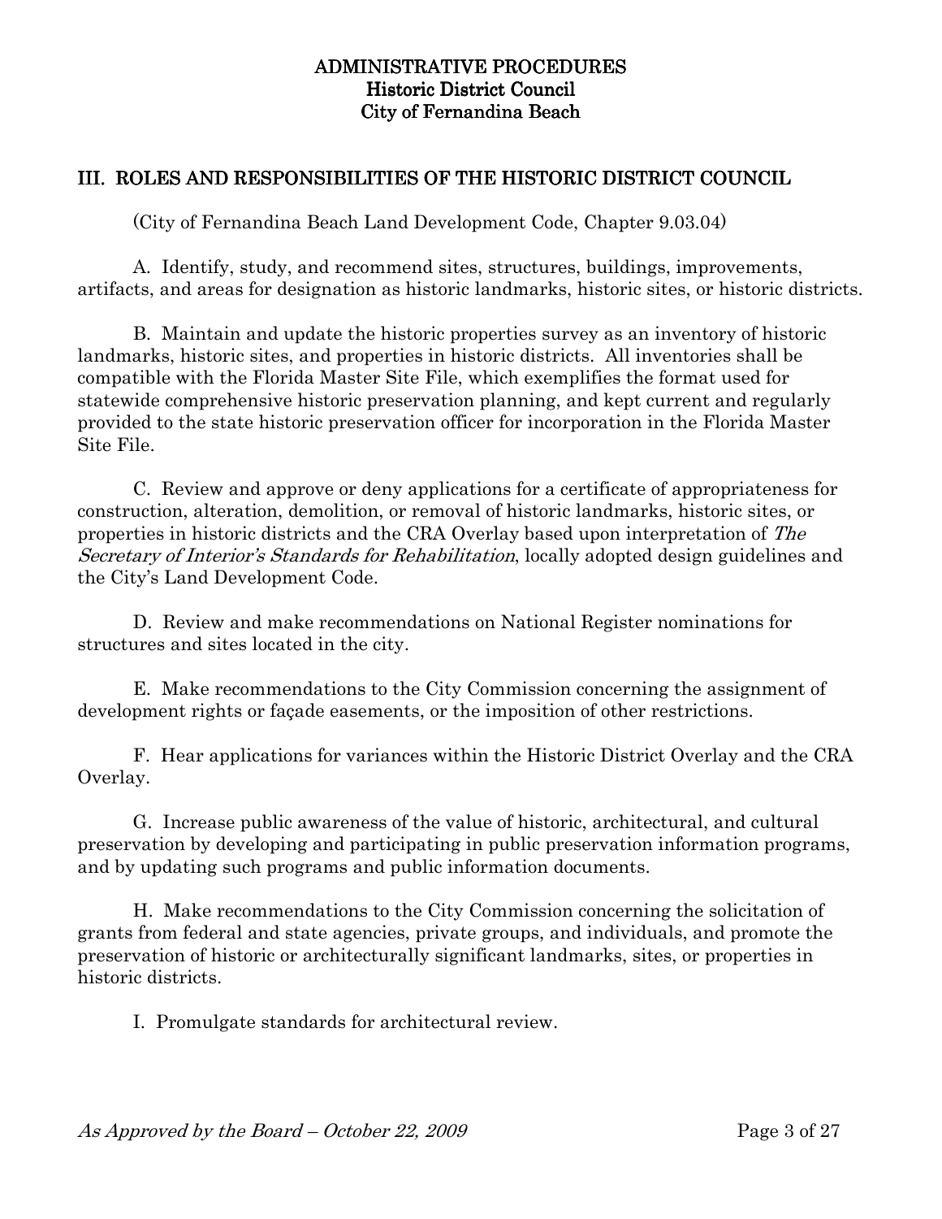**ADMINISTRATIVE PROCEDURES**
**Historic District Council**
**City of Fernandina Beach**

## III. ROLES AND RESPONSIBILITIES OF THE HISTORIC DISTRICT COUNCIL

(City of Fernandina Beach Land Development Code, Chapter 9.03.04)

A. Identify, study, and recommend sites, structures, buildings, improvements, artifacts, and areas for designation as historic landmarks, historic sites, or historic districts.

B. Maintain and update the historic properties survey as an inventory of historic landmarks, historic sites, and properties in historic districts. All inventories shall be compatible with the Florida Master Site File, which exemplifies the format used for statewide comprehensive historic preservation planning, and kept current and regularly provided to the state historic preservation officer for incorporation in the Florida Master Site File.

C. Review and approve or deny applications for a certificate of appropriateness for construction, alteration, demolition, or removal of historic landmarks, historic sites, or properties in historic districts and the CRA Overlay based upon interpretation of *The Secretary of Interior's Standards for Rehabilitation*, locally adopted design guidelines and the City's Land Development Code.

D. Review and make recommendations on National Register nominations for structures and sites located in the city.

E. Make recommendations to the City Commission concerning the assignment of development rights or façade easements, or the imposition of other restrictions.

F. Hear applications for variances within the Historic District Overlay and the CRA Overlay.

G. Increase public awareness of the value of historic, architectural, and cultural preservation by developing and participating in public preservation information programs, and by updating such programs and public information documents.

H. Make recommendations to the City Commission concerning the solicitation of grants from federal and state agencies, private groups, and individuals, and promote the preservation of historic or architecturally significant landmarks, sites, or properties in historic districts.

I. Promulgate standards for architectural review.

*As Approved by the Board – October 22, 2009*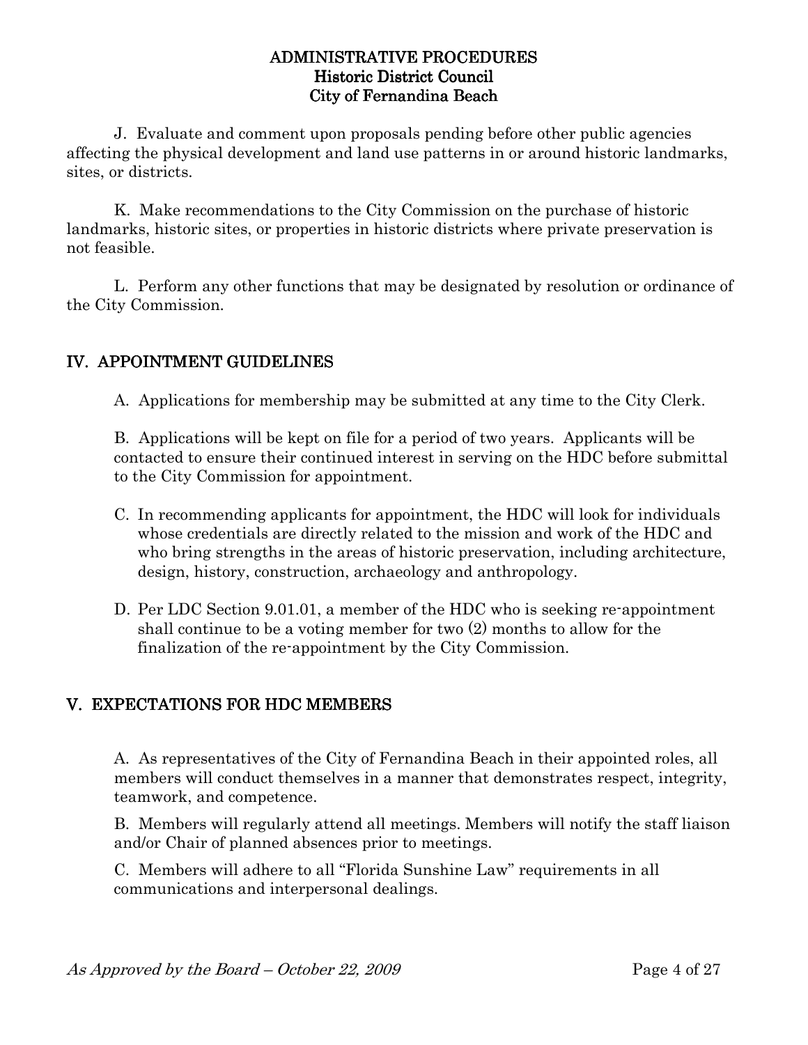J. Evaluate and comment upon proposals pending before other public agencies affecting the physical development and land use patterns in or around historic landmarks, sites, or districts.

K. Make recommendations to the City Commission on the purchase of historic landmarks, historic sites, or properties in historic districts where private preservation is not feasible.

L. Perform any other functions that may be designated by resolution or ordinance of the City Commission.

## IV. APPOINTMENT GUIDELINES

A. Applications for membership may be submitted at any time to the City Clerk.

B. Applications will be kept on file for a period of two years. Applicants will be contacted to ensure their continued interest in serving on the HDC before submittal to the City Commission for appointment.

C. In recommending applicants for appointment, the HDC will look for individuals whose credentials are directly related to the mission and work of the HDC and who bring strengths in the areas of historic preservation, including architecture, design, history, construction, archaeology and anthropology.

D. Per LDC Section 9.01.01, a member of the HDC who is seeking re-appointment shall continue to be a voting member for two (2) months to allow for the finalization of the re-appointment by the City Commission.

## V. EXPECTATIONS FOR HDC MEMBERS

A. As representatives of the City of Fernandina Beach in their appointed roles, all members will conduct themselves in a manner that demonstrates respect, integrity, teamwork, and competence.

B. Members will regularly attend all meetings. Members will notify the staff liaison and/or Chair of planned absences prior to meetings.

C. Members will adhere to all "Florida Sunshine Law" requirements in all communications and interpersonal dealings.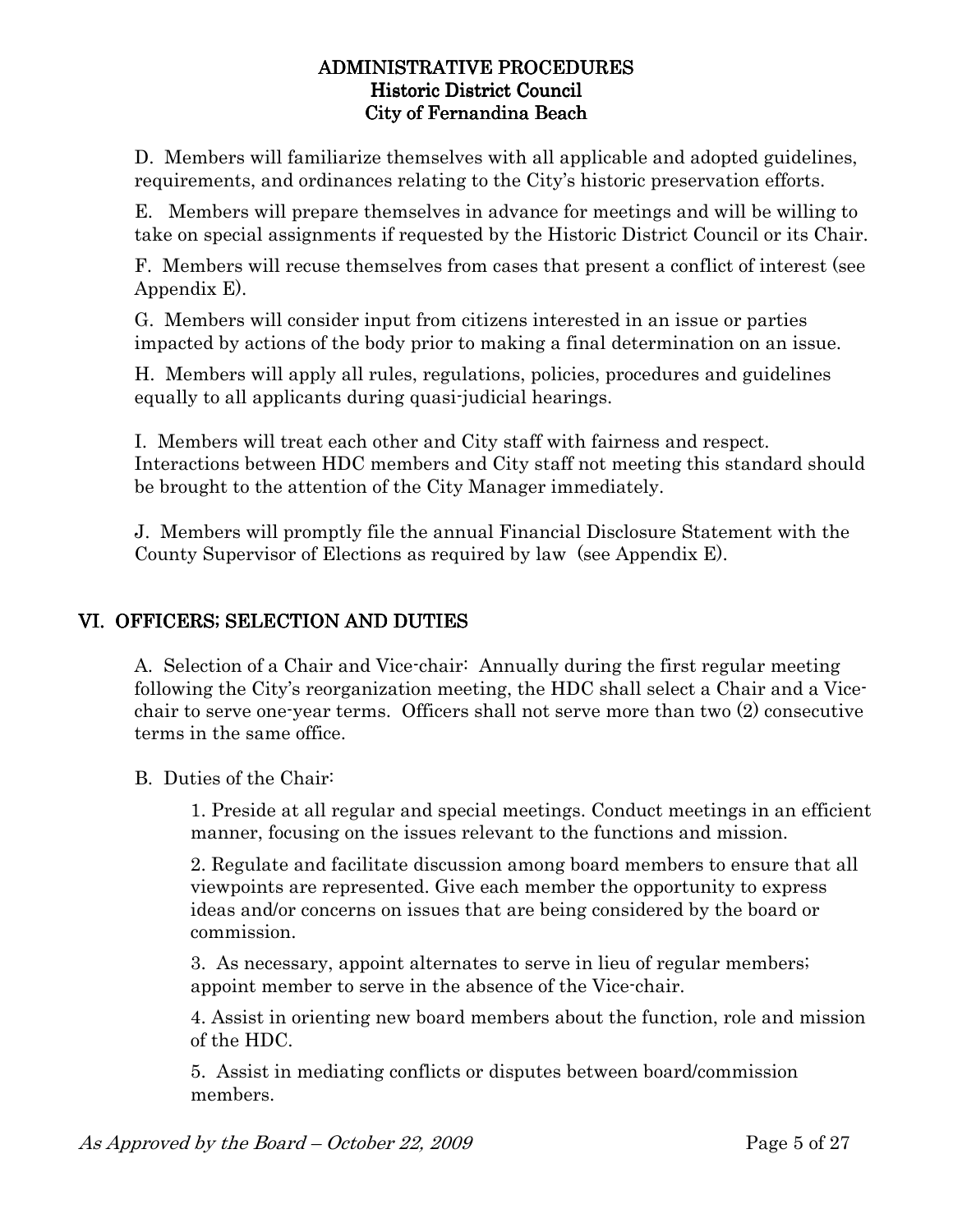D. Members will familiarize themselves with all applicable and adopted guidelines, requirements, and ordinances relating to the City's historic preservation efforts.

E. Members will prepare themselves in advance for meetings and will be willing to take on special assignments if requested by the Historic District Council or its Chair.

F. Members will recuse themselves from cases that present a conflict of interest (see Appendix E).

G. Members will consider input from citizens interested in an issue or parties impacted by actions of the body prior to making a final determination on an issue.

H. Members will apply all rules, regulations, policies, procedures and guidelines equally to all applicants during quasi-judicial hearings.

I. Members will treat each other and City staff with fairness and respect. Interactions between HDC members and City staff not meeting this standard should be brought to the attention of the City Manager immediately.

J. Members will promptly file the annual Financial Disclosure Statement with the County Supervisor of Elections as required by law (see Appendix E).

## VI. OFFICERS; SELECTION AND DUTIES

A. Selection of a Chair and Vice-chair: Annually during the first regular meeting following the City's reorganization meeting, the HDC shall select a Chair and a Vice-chair to serve one-year terms. Officers shall not serve more than two (2) consecutive terms in the same office.

B. Duties of the Chair:

1. Preside at all regular and special meetings. Conduct meetings in an efficient manner, focusing on the issues relevant to the functions and mission.

2. Regulate and facilitate discussion among board members to ensure that all viewpoints are represented. Give each member the opportunity to express ideas and/or concerns on issues that are being considered by the board or commission.

3. As necessary, appoint alternates to serve in lieu of regular members; appoint member to serve in the absence of the Vice-chair.

4. Assist in orienting new board members about the function, role and mission of the HDC.

5. Assist in mediating conflicts or disputes between board/commission members.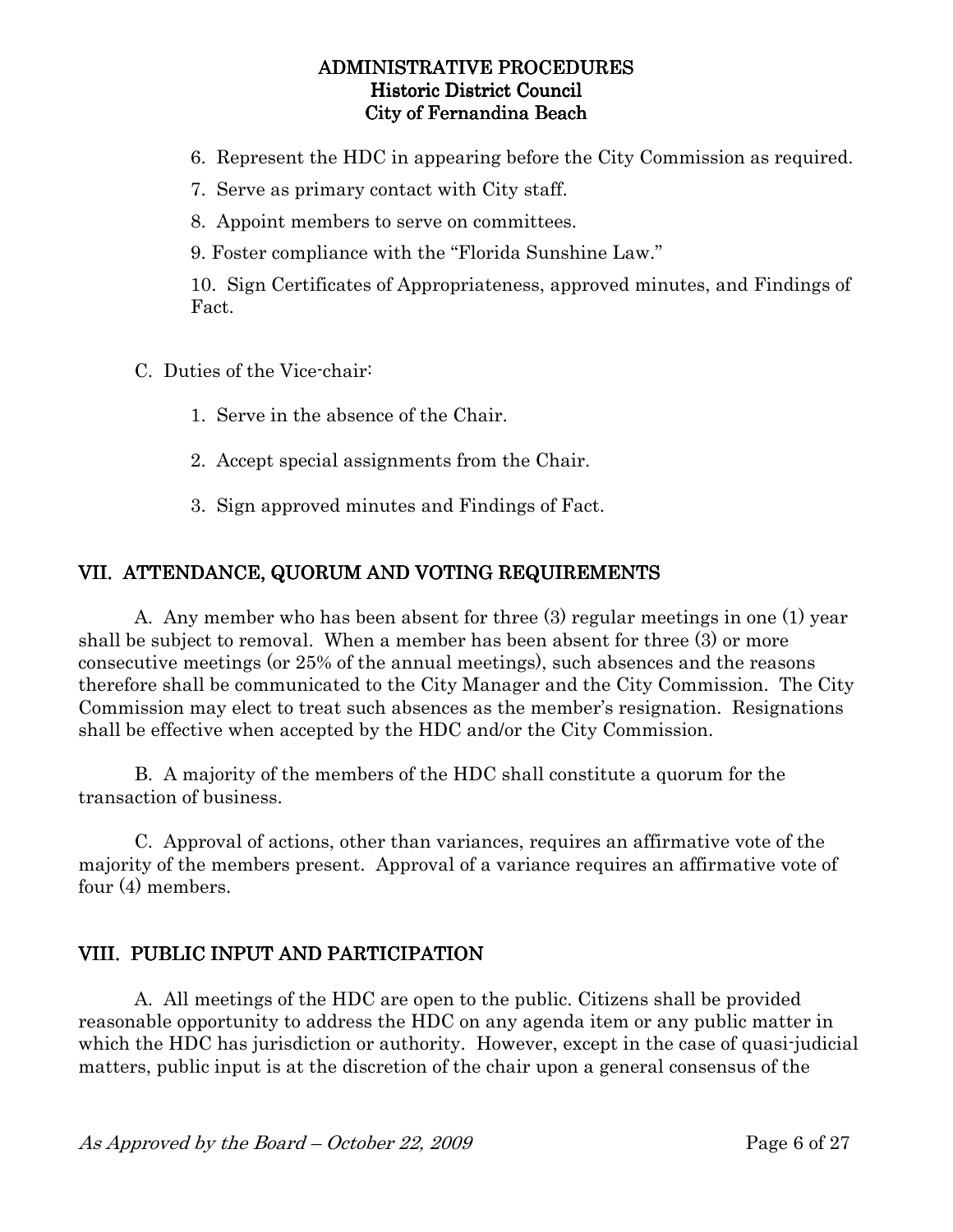6. Represent the HDC in appearing before the City Commission as required.

7. Serve as primary contact with City staff.

8. Appoint members to serve on committees.

9. Foster compliance with the "Florida Sunshine Law."

10. Sign Certificates of Appropriateness, approved minutes, and Findings of Fact.

C. Duties of the Vice-chair:

1. Serve in the absence of the Chair.

2. Accept special assignments from the Chair.

3. Sign approved minutes and Findings of Fact.

## VII. ATTENDANCE, QUORUM AND VOTING REQUIREMENTS

A. Any member who has been absent for three (3) regular meetings in one (1) year shall be subject to removal. When a member has been absent for three (3) or more consecutive meetings (or 25% of the annual meetings), such absences and the reasons therefore shall be communicated to the City Manager and the City Commission. The City Commission may elect to treat such absences as the member's resignation. Resignations shall be effective when accepted by the HDC and/or the City Commission.

B. A majority of the members of the HDC shall constitute a quorum for the transaction of business.

C. Approval of actions, other than variances, requires an affirmative vote of the majority of the members present. Approval of a variance requires an affirmative vote of four (4) members.

## VIII. PUBLIC INPUT AND PARTICIPATION

A. All meetings of the HDC are open to the public. Citizens shall be provided reasonable opportunity to address the HDC on any agenda item or any public matter in which the HDC has jurisdiction or authority. However, except in the case of quasi-judicial matters, public input is at the discretion of the chair upon a general consensus of the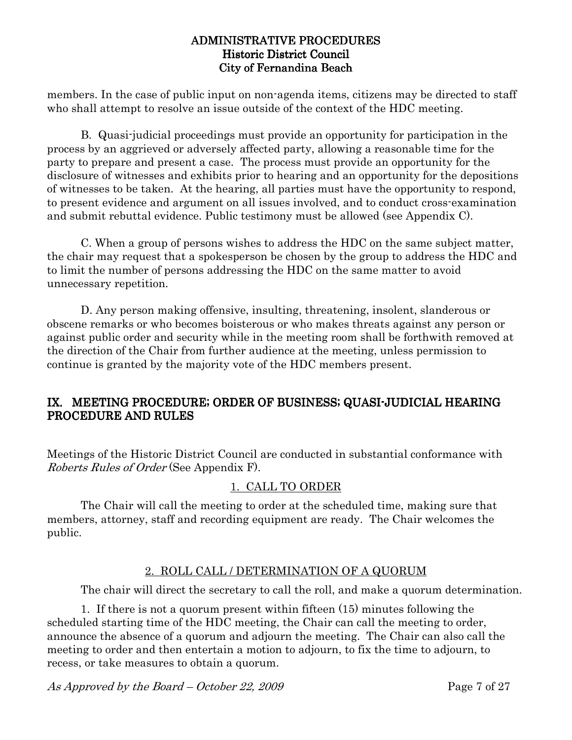members. In the case of public input on non-agenda items, citizens may be directed to staff who shall attempt to resolve an issue outside of the context of the HDC meeting.

B. Quasi-judicial proceedings must provide an opportunity for participation in the process by an aggrieved or adversely affected party, allowing a reasonable time for the party to prepare and present a case. The process must provide an opportunity for the disclosure of witnesses and exhibits prior to hearing and an opportunity for the depositions of witnesses to be taken. At the hearing, all parties must have the opportunity to respond, to present evidence and argument on all issues involved, and to conduct cross-examination and submit rebuttal evidence. Public testimony must be allowed (see Appendix C).

C. When a group of persons wishes to address the HDC on the same subject matter, the chair may request that a spokesperson be chosen by the group to address the HDC and to limit the number of persons addressing the HDC on the same matter to avoid unnecessary repetition.

D. Any person making offensive, insulting, threatening, insolent, slanderous or obscene remarks or who becomes boisterous or who makes threats against any person or against public order and security while in the meeting room shall be forthwith removed at the direction of the Chair from further audience at the meeting, unless permission to continue is granted by the majority vote of the HDC members present.

## IX. MEETING PROCEDURE; ORDER OF BUSINESS; QUASI-JUDICIAL HEARING PROCEDURE AND RULES

Meetings of the Historic District Council are conducted in substantial conformance with *Roberts Rules of Order* (See Appendix F).

### 1. CALL TO ORDER

The Chair will call the meeting to order at the scheduled time, making sure that members, attorney, staff and recording equipment are ready. The Chair welcomes the public.

### 2. ROLL CALL / DETERMINATION OF A QUORUM

The chair will direct the secretary to call the roll, and make a quorum determination.

1. If there is not a quorum present within fifteen (15) minutes following the scheduled starting time of the HDC meeting, the Chair can call the meeting to order, announce the absence of a quorum and adjourn the meeting. The Chair can also call the meeting to order and then entertain a motion to adjourn, to fix the time to adjourn, to recess, or take measures to obtain a quorum.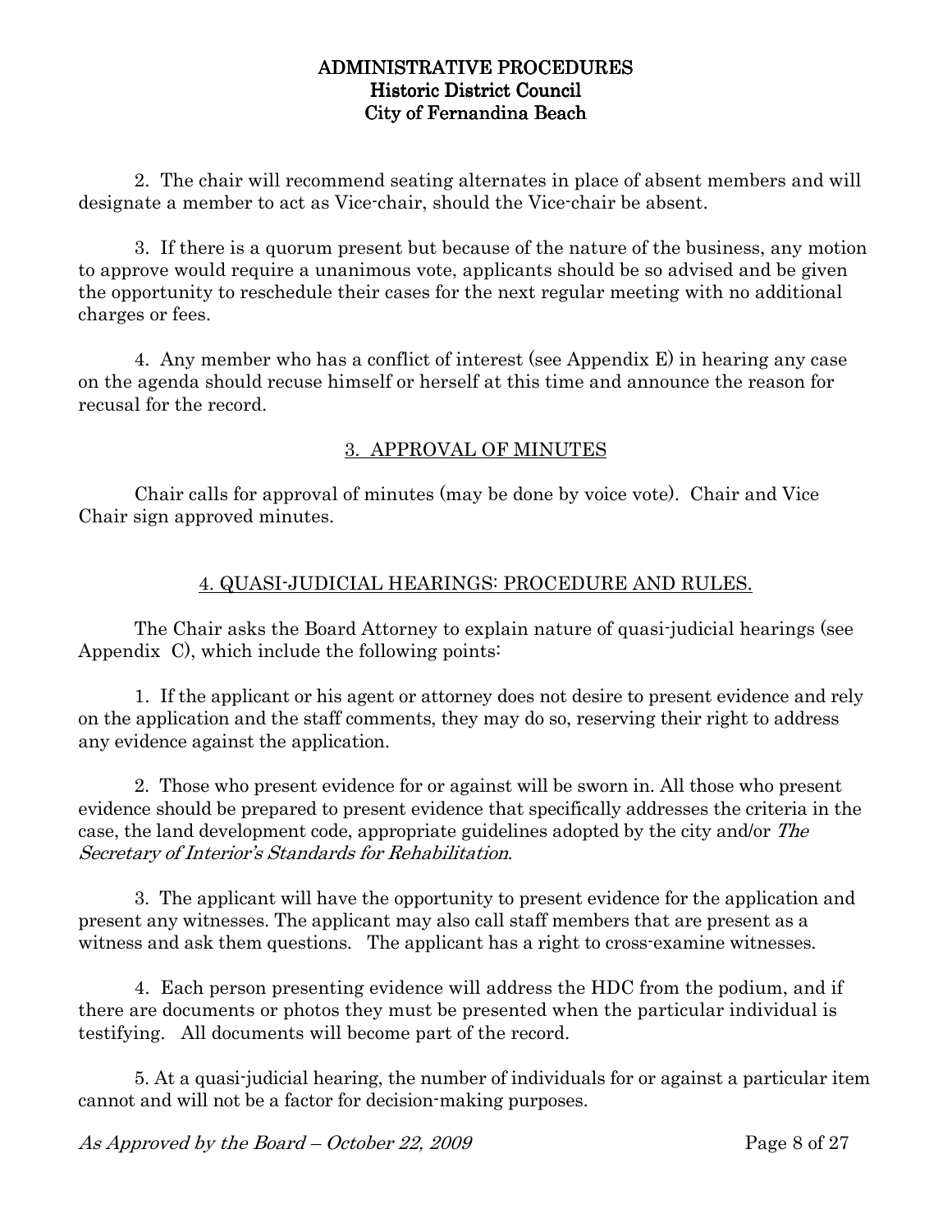2. The chair will recommend seating alternates in place of absent members and will designate a member to act as Vice-chair, should the Vice-chair be absent.

3. If there is a quorum present but because of the nature of the business, any motion to approve would require a unanimous vote, applicants should be so advised and be given the opportunity to reschedule their cases for the next regular meeting with no additional charges or fees.

4. Any member who has a conflict of interest (see Appendix E) in hearing any case on the agenda should recuse himself or herself at this time and announce the reason for recusal for the record.

## 3. APPROVAL OF MINUTES

Chair calls for approval of minutes (may be done by voice vote). Chair and Vice Chair sign approved minutes.

## 4. QUASI-JUDICIAL HEARINGS: PROCEDURE AND RULES.

The Chair asks the Board Attorney to explain nature of quasi-judicial hearings (see Appendix C), which include the following points:

1. If the applicant or his agent or attorney does not desire to present evidence and rely on the application and the staff comments, they may do so, reserving their right to address any evidence against the application.

2. Those who present evidence for or against will be sworn in. All those who present evidence should be prepared to present evidence that specifically addresses the criteria in the case, the land development code, appropriate guidelines adopted by the city and/or *The Secretary of Interior's Standards for Rehabilitation*.

3. The applicant will have the opportunity to present evidence for the application and present any witnesses. The applicant may also call staff members that are present as a witness and ask them questions. The applicant has a right to cross-examine witnesses.

4. Each person presenting evidence will address the HDC from the podium, and if there are documents or photos they must be presented when the particular individual is testifying. All documents will become part of the record.

5. At a quasi-judicial hearing, the number of individuals for or against a particular item cannot and will not be a factor for decision-making purposes.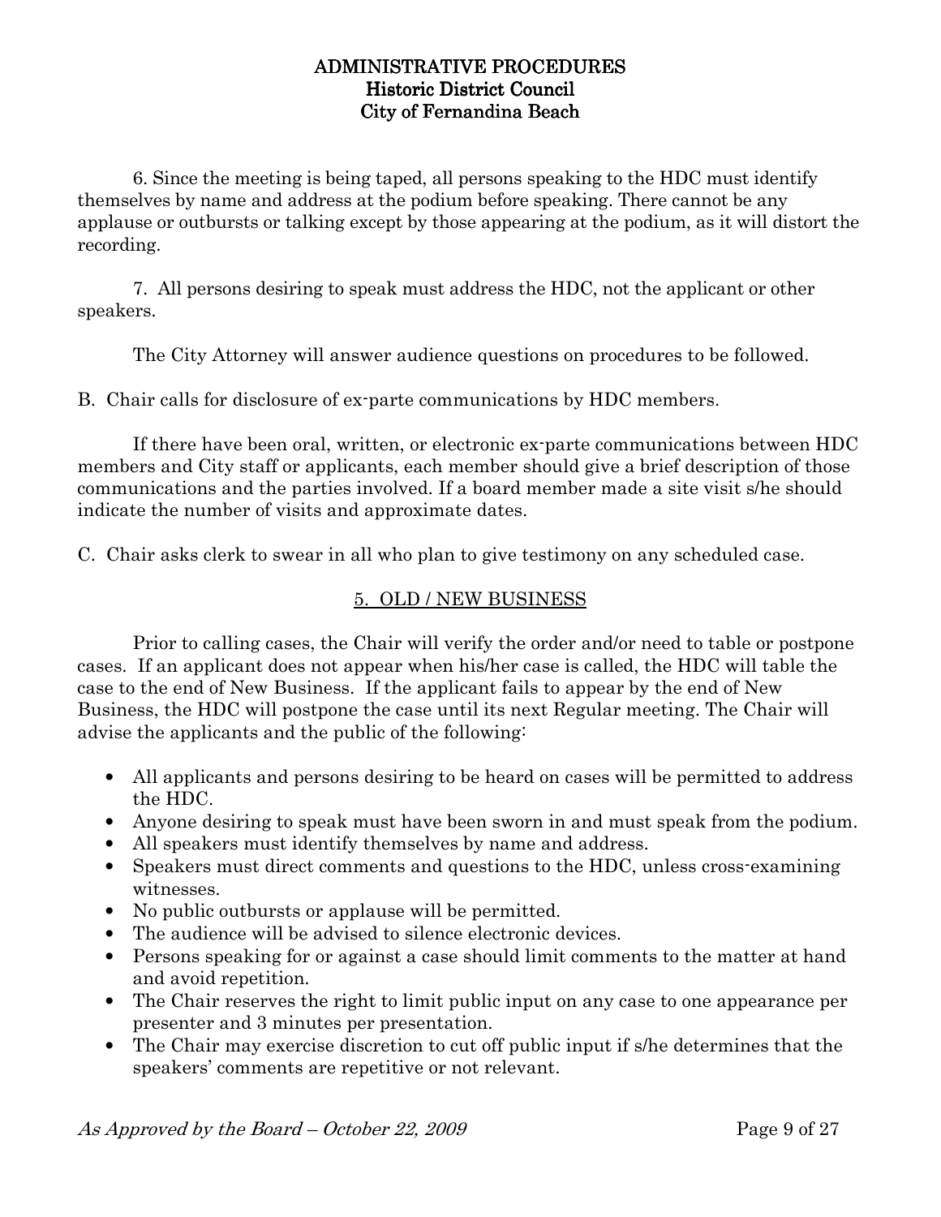6. Since the meeting is being taped, all persons speaking to the HDC must identify themselves by name and address at the podium before speaking. There cannot be any applause or outbursts or talking except by those appearing at the podium, as it will distort the recording.

7. All persons desiring to speak must address the HDC, not the applicant or other speakers.

The City Attorney will answer audience questions on procedures to be followed.

B. Chair calls for disclosure of ex-parte communications by HDC members.

If there have been oral, written, or electronic ex-parte communications between HDC members and City staff or applicants, each member should give a brief description of those communications and the parties involved. If a board member made a site visit s/he should indicate the number of visits and approximate dates.

C. Chair asks clerk to swear in all who plan to give testimony on any scheduled case.

## 5. OLD / NEW BUSINESS

Prior to calling cases, the Chair will verify the order and/or need to table or postpone cases. If an applicant does not appear when his/her case is called, the HDC will table the case to the end of New Business. If the applicant fails to appear by the end of New Business, the HDC will postpone the case until its next Regular meeting. The Chair will advise the applicants and the public of the following:

- All applicants and persons desiring to be heard on cases will be permitted to address the HDC.
- Anyone desiring to speak must have been sworn in and must speak from the podium.
- All speakers must identify themselves by name and address.
- Speakers must direct comments and questions to the HDC, unless cross-examining witnesses.
- No public outbursts or applause will be permitted.
- The audience will be advised to silence electronic devices.
- Persons speaking for or against a case should limit comments to the matter at hand and avoid repetition.
- The Chair reserves the right to limit public input on any case to one appearance per presenter and 3 minutes per presentation.
- The Chair may exercise discretion to cut off public input if s/he determines that the speakers' comments are repetitive or not relevant.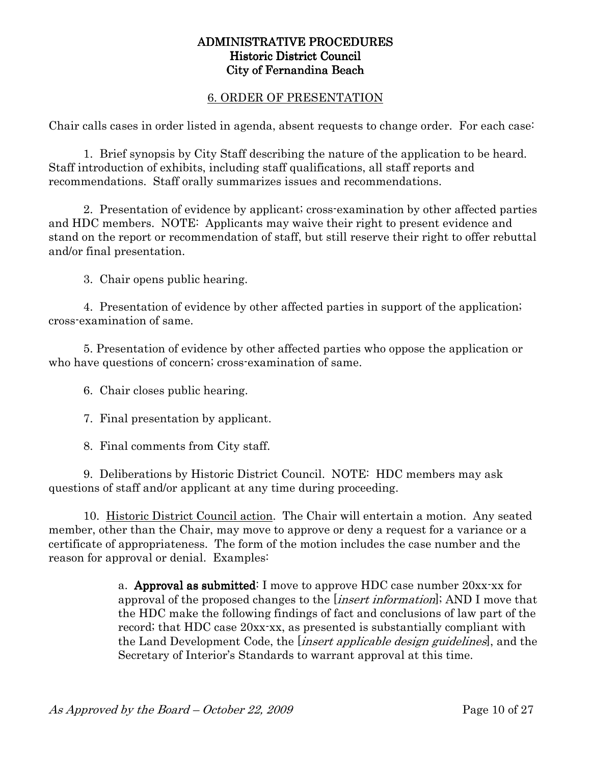**ADMINISTRATIVE PROCEDURES**
**Historic District Council**
**City of Fernandina Beach**

## 6. ORDER OF PRESENTATION

Chair calls cases in order listed in agenda, absent requests to change order. For each case:

1. Brief synopsis by City Staff describing the nature of the application to be heard. Staff introduction of exhibits, including staff qualifications, all staff reports and recommendations. Staff orally summarizes issues and recommendations.

2. Presentation of evidence by applicant; cross-examination by other affected parties and HDC members. NOTE: Applicants may waive their right to present evidence and stand on the report or recommendation of staff, but still reserve their right to offer rebuttal and/or final presentation.

3. Chair opens public hearing.

4. Presentation of evidence by other affected parties in support of the application; cross-examination of same.

5. Presentation of evidence by other affected parties who oppose the application or who have questions of concern; cross-examination of same.

6. Chair closes public hearing.

7. Final presentation by applicant.

8. Final comments from City staff.

9. Deliberations by Historic District Council. NOTE: HDC members may ask questions of staff and/or applicant at any time during proceeding.

10. Historic District Council action. The Chair will entertain a motion. Any seated member, other than the Chair, may move to approve or deny a request for a variance or a certificate of appropriateness. The form of the motion includes the case number and the reason for approval or denial. Examples:

> a. **Approval as submitted**: I move to approve HDC case number 20xx-xx for approval of the proposed changes to the [*insert information*]; AND I move that the HDC make the following findings of fact and conclusions of law part of the record; that HDC case 20xx-xx, as presented is substantially compliant with the Land Development Code, the [*insert applicable design guidelines*], and the Secretary of Interior's Standards to warrant approval at this time.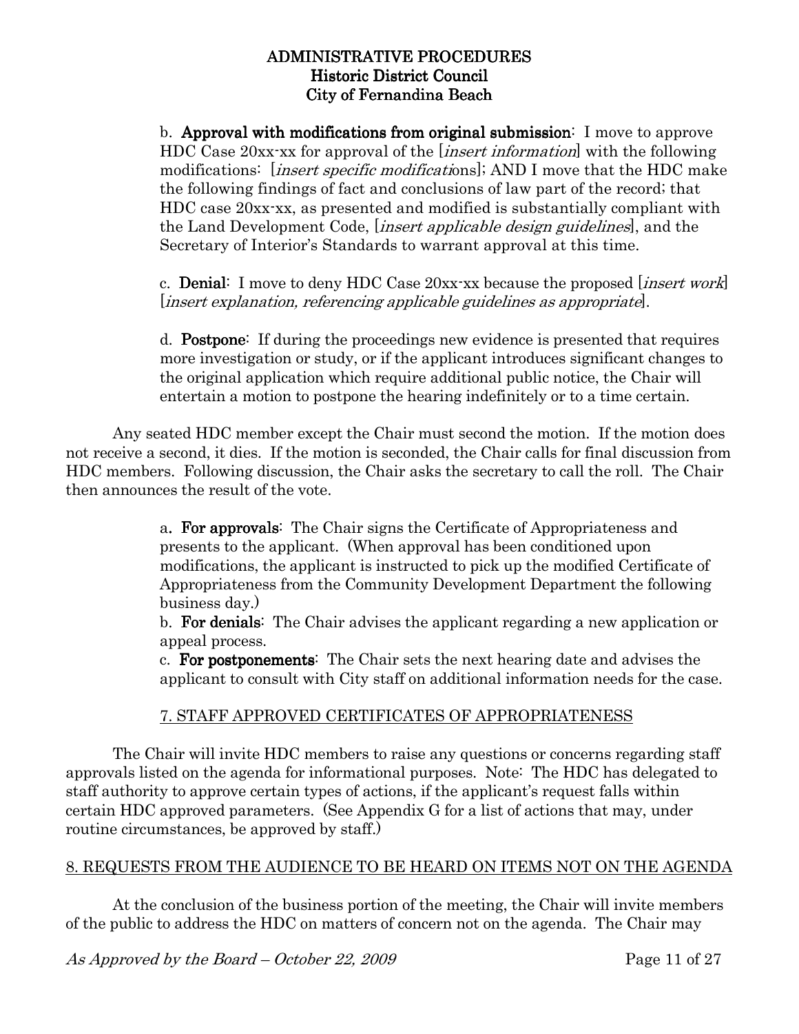b. **Approval with modifications from original submission**: I move to approve HDC Case 20xx-xx for approval of the [*insert information*] with the following modifications: [*insert specific modifications*]; AND I move that the HDC make the following findings of fact and conclusions of law part of the record; that HDC case 20xx-xx, as presented and modified is substantially compliant with the Land Development Code, [*insert applicable design guidelines*], and the Secretary of Interior's Standards to warrant approval at this time.

c. **Denial**: I move to deny HDC Case 20xx-xx because the proposed [*insert work*] [*insert explanation, referencing applicable guidelines as appropriate*].

d. **Postpone**: If during the proceedings new evidence is presented that requires more investigation or study, or if the applicant introduces significant changes to the original application which require additional public notice, the Chair will entertain a motion to postpone the hearing indefinitely or to a time certain.

Any seated HDC member except the Chair must second the motion. If the motion does not receive a second, it dies. If the motion is seconded, the Chair calls for final discussion from HDC members. Following discussion, the Chair asks the secretary to call the roll. The Chair then announces the result of the vote.

a. **For approvals**: The Chair signs the Certificate of Appropriateness and presents to the applicant. (When approval has been conditioned upon modifications, the applicant is instructed to pick up the modified Certificate of Appropriateness from the Community Development Department the following business day.)
b. **For denials**: The Chair advises the applicant regarding a new application or appeal process.
c. **For postponements**: The Chair sets the next hearing date and advises the applicant to consult with City staff on additional information needs for the case.

## 7. STAFF APPROVED CERTIFICATES OF APPROPRIATENESS

The Chair will invite HDC members to raise any questions or concerns regarding staff approvals listed on the agenda for informational purposes. Note: The HDC has delegated to staff authority to approve certain types of actions, if the applicant's request falls within certain HDC approved parameters. (See Appendix G for a list of actions that may, under routine circumstances, be approved by staff.)

## 8. REQUESTS FROM THE AUDIENCE TO BE HEARD ON ITEMS NOT ON THE AGENDA

At the conclusion of the business portion of the meeting, the Chair will invite members of the public to address the HDC on matters of concern not on the agenda. The Chair may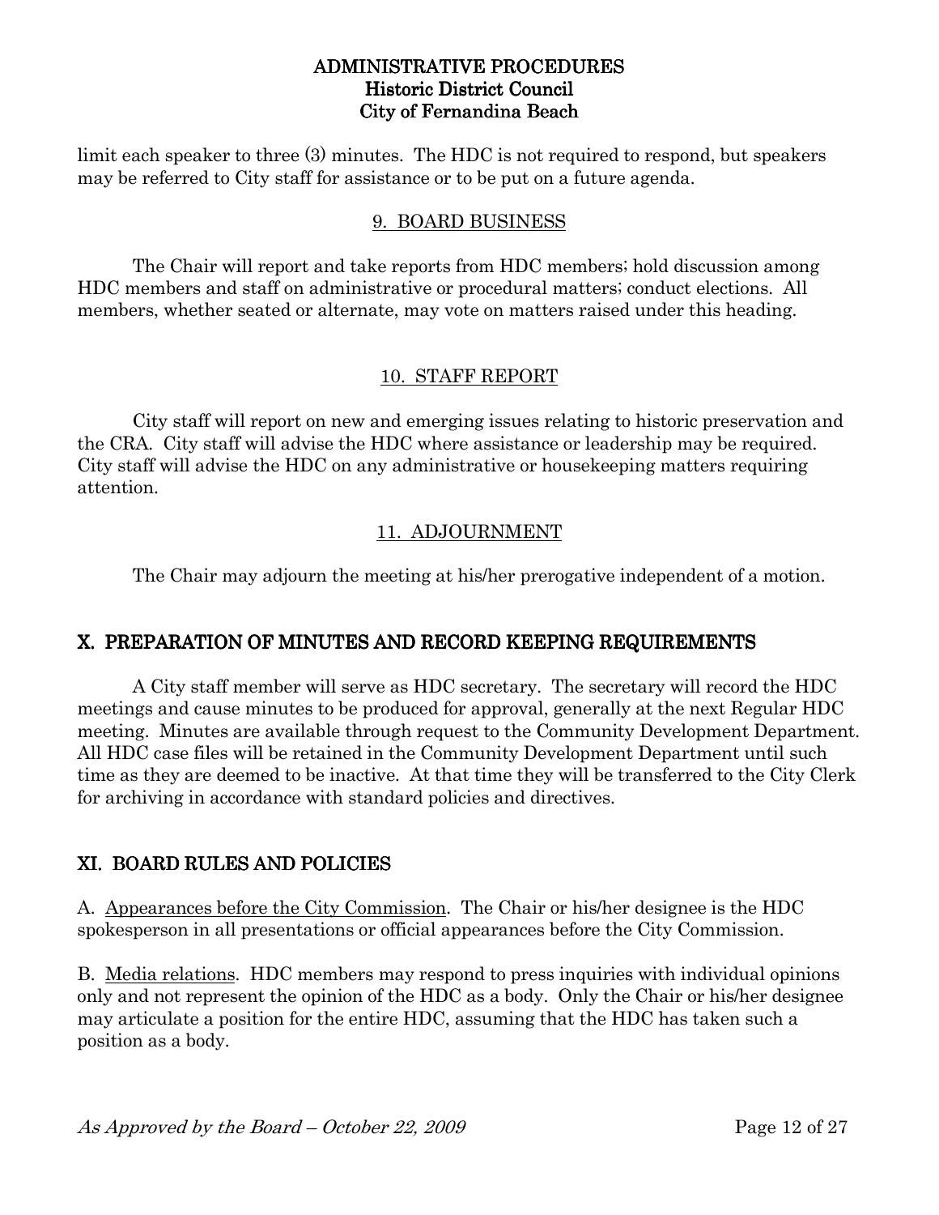limit each speaker to three (3) minutes. The HDC is not required to respond, but speakers may be referred to City staff for assistance or to be put on a future agenda.

### 9. BOARD BUSINESS

The Chair will report and take reports from HDC members; hold discussion among HDC members and staff on administrative or procedural matters; conduct elections. All members, whether seated or alternate, may vote on matters raised under this heading.

### 10. STAFF REPORT

City staff will report on new and emerging issues relating to historic preservation and the CRA. City staff will advise the HDC where assistance or leadership may be required. City staff will advise the HDC on any administrative or housekeeping matters requiring attention.

### 11. ADJOURNMENT

The Chair may adjourn the meeting at his/her prerogative independent of a motion.

## X. PREPARATION OF MINUTES AND RECORD KEEPING REQUIREMENTS

A City staff member will serve as HDC secretary. The secretary will record the HDC meetings and cause minutes to be produced for approval, generally at the next Regular HDC meeting. Minutes are available through request to the Community Development Department. All HDC case files will be retained in the Community Development Department until such time as they are deemed to be inactive. At that time they will be transferred to the City Clerk for archiving in accordance with standard policies and directives.

## XI. BOARD RULES AND POLICIES

A. Appearances before the City Commission. The Chair or his/her designee is the HDC spokesperson in all presentations or official appearances before the City Commission.

B. Media relations. HDC members may respond to press inquiries with individual opinions only and not represent the opinion of the HDC as a body. Only the Chair or his/her designee may articulate a position for the entire HDC, assuming that the HDC has taken such a position as a body.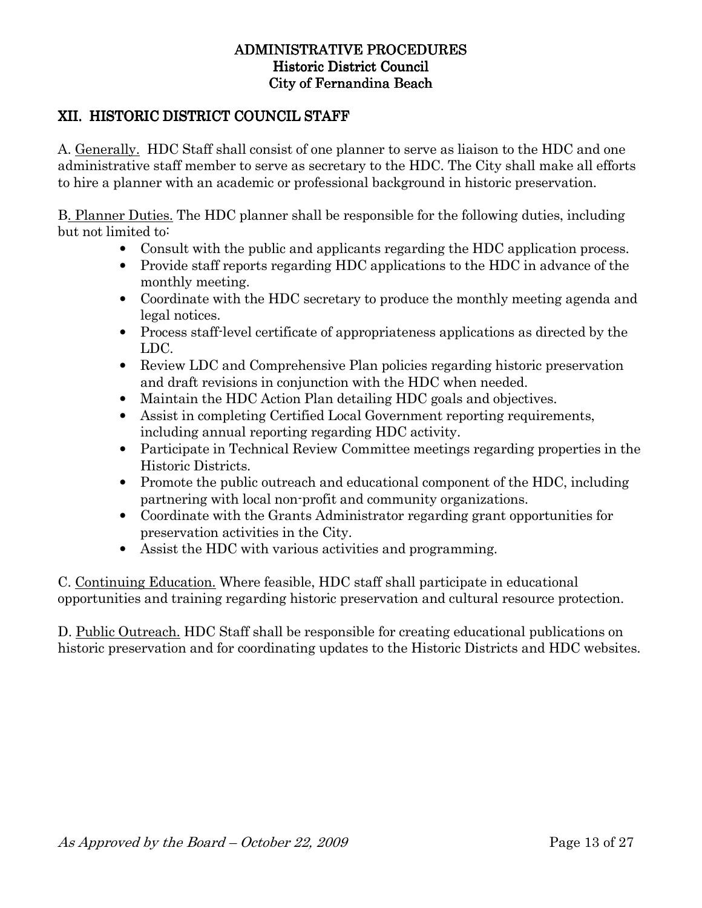ADMINISTRATIVE PROCEDURES
Historic District Council
City of Fernandina Beach

## XII. HISTORIC DISTRICT COUNCIL STAFF

A. Generally. HDC Staff shall consist of one planner to serve as liaison to the HDC and one administrative staff member to serve as secretary to the HDC. The City shall make all efforts to hire a planner with an academic or professional background in historic preservation.

B. Planner Duties. The HDC planner shall be responsible for the following duties, including but not limited to:

- Consult with the public and applicants regarding the HDC application process.
- Provide staff reports regarding HDC applications to the HDC in advance of the monthly meeting.
- Coordinate with the HDC secretary to produce the monthly meeting agenda and legal notices.
- Process staff-level certificate of appropriateness applications as directed by the LDC.
- Review LDC and Comprehensive Plan policies regarding historic preservation and draft revisions in conjunction with the HDC when needed.
- Maintain the HDC Action Plan detailing HDC goals and objectives.
- Assist in completing Certified Local Government reporting requirements, including annual reporting regarding HDC activity.
- Participate in Technical Review Committee meetings regarding properties in the Historic Districts.
- Promote the public outreach and educational component of the HDC, including partnering with local non-profit and community organizations.
- Coordinate with the Grants Administrator regarding grant opportunities for preservation activities in the City.
- Assist the HDC with various activities and programming.

C. Continuing Education. Where feasible, HDC staff shall participate in educational opportunities and training regarding historic preservation and cultural resource protection.

D. Public Outreach. HDC Staff shall be responsible for creating educational publications on historic preservation and for coordinating updates to the Historic Districts and HDC websites.

*As Approved by the Board – October 22, 2009*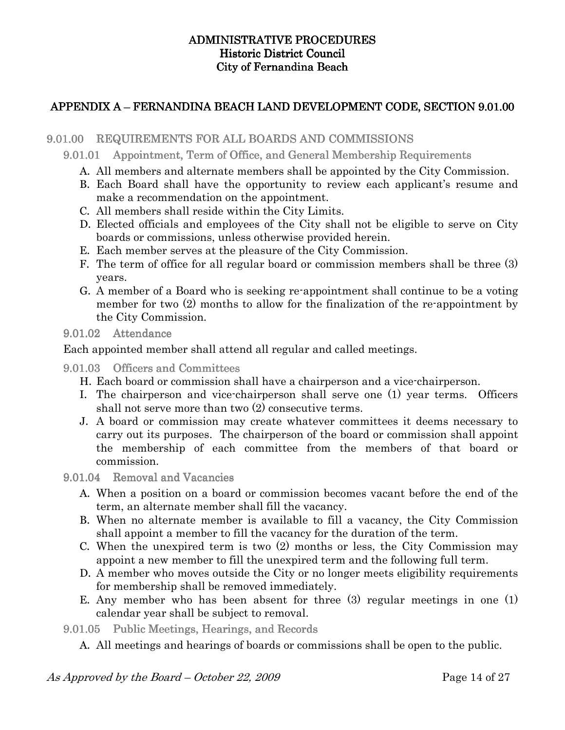# ADMINISTRATIVE PROCEDURES
# Historic District Council
# City of Fernandina Beach

## APPENDIX A – FERNANDINA BEACH LAND DEVELOPMENT CODE, SECTION 9.01.00

### 9.01.00 REQUIREMENTS FOR ALL BOARDS AND COMMISSIONS

#### 9.01.01 Appointment, Term of Office, and General Membership Requirements

A. All members and alternate members shall be appointed by the City Commission.
B. Each Board shall have the opportunity to review each applicant's resume and make a recommendation on the appointment.
C. All members shall reside within the City Limits.
D. Elected officials and employees of the City shall not be eligible to serve on City boards or commissions, unless otherwise provided herein.
E. Each member serves at the pleasure of the City Commission.
F. The term of office for all regular board or commission members shall be three (3) years.
G. A member of a Board who is seeking re-appointment shall continue to be a voting member for two (2) months to allow for the finalization of the re-appointment by the City Commission.

#### 9.01.02 Attendance

Each appointed member shall attend all regular and called meetings.

#### 9.01.03 Officers and Committees

H. Each board or commission shall have a chairperson and a vice-chairperson.
I. The chairperson and vice-chairperson shall serve one (1) year terms. Officers shall not serve more than two (2) consecutive terms.
J. A board or commission may create whatever committees it deems necessary to carry out its purposes. The chairperson of the board or commission shall appoint the membership of each committee from the members of that board or commission.

#### 9.01.04 Removal and Vacancies

A. When a position on a board or commission becomes vacant before the end of the term, an alternate member shall fill the vacancy.
B. When no alternate member is available to fill a vacancy, the City Commission shall appoint a member to fill the vacancy for the duration of the term.
C. When the unexpired term is two (2) months or less, the City Commission may appoint a new member to fill the unexpired term and the following full term.
D. A member who moves outside the City or no longer meets eligibility requirements for membership shall be removed immediately.
E. Any member who has been absent for three (3) regular meetings in one (1) calendar year shall be subject to removal.

#### 9.01.05 Public Meetings, Hearings, and Records

A. All meetings and hearings of boards or commissions shall be open to the public.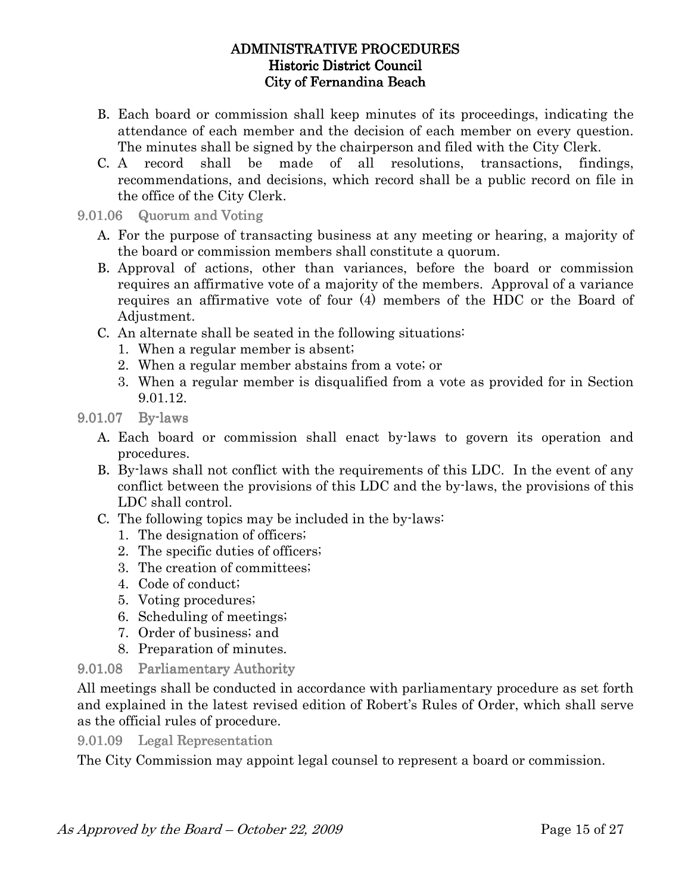B. Each board or commission shall keep minutes of its proceedings, indicating the attendance of each member and the decision of each member on every question. The minutes shall be signed by the chairperson and filed with the City Clerk.
C. A record shall be made of all resolutions, transactions, findings, recommendations, and decisions, which record shall be a public record on file in the office of the City Clerk.

### 9.01.06 Quorum and Voting

A. For the purpose of transacting business at any meeting or hearing, a majority of the board or commission members shall constitute a quorum.
B. Approval of actions, other than variances, before the board or commission requires an affirmative vote of a majority of the members. Approval of a variance requires an affirmative vote of four (4) members of the HDC or the Board of Adjustment.
C. An alternate shall be seated in the following situations:
   1. When a regular member is absent;
   2. When a regular member abstains from a vote; or
   3. When a regular member is disqualified from a vote as provided for in Section 9.01.12.

### 9.01.07 By-laws

A. Each board or commission shall enact by-laws to govern its operation and procedures.
B. By-laws shall not conflict with the requirements of this LDC. In the event of any conflict between the provisions of this LDC and the by-laws, the provisions of this LDC shall control.
C. The following topics may be included in the by-laws:
   1. The designation of officers;
   2. The specific duties of officers;
   3. The creation of committees;
   4. Code of conduct;
   5. Voting procedures;
   6. Scheduling of meetings;
   7. Order of business; and
   8. Preparation of minutes.

### 9.01.08 Parliamentary Authority

All meetings shall be conducted in accordance with parliamentary procedure as set forth and explained in the latest revised edition of Robert's Rules of Order, which shall serve as the official rules of procedure.

### 9.01.09 Legal Representation

The City Commission may appoint legal counsel to represent a board or commission.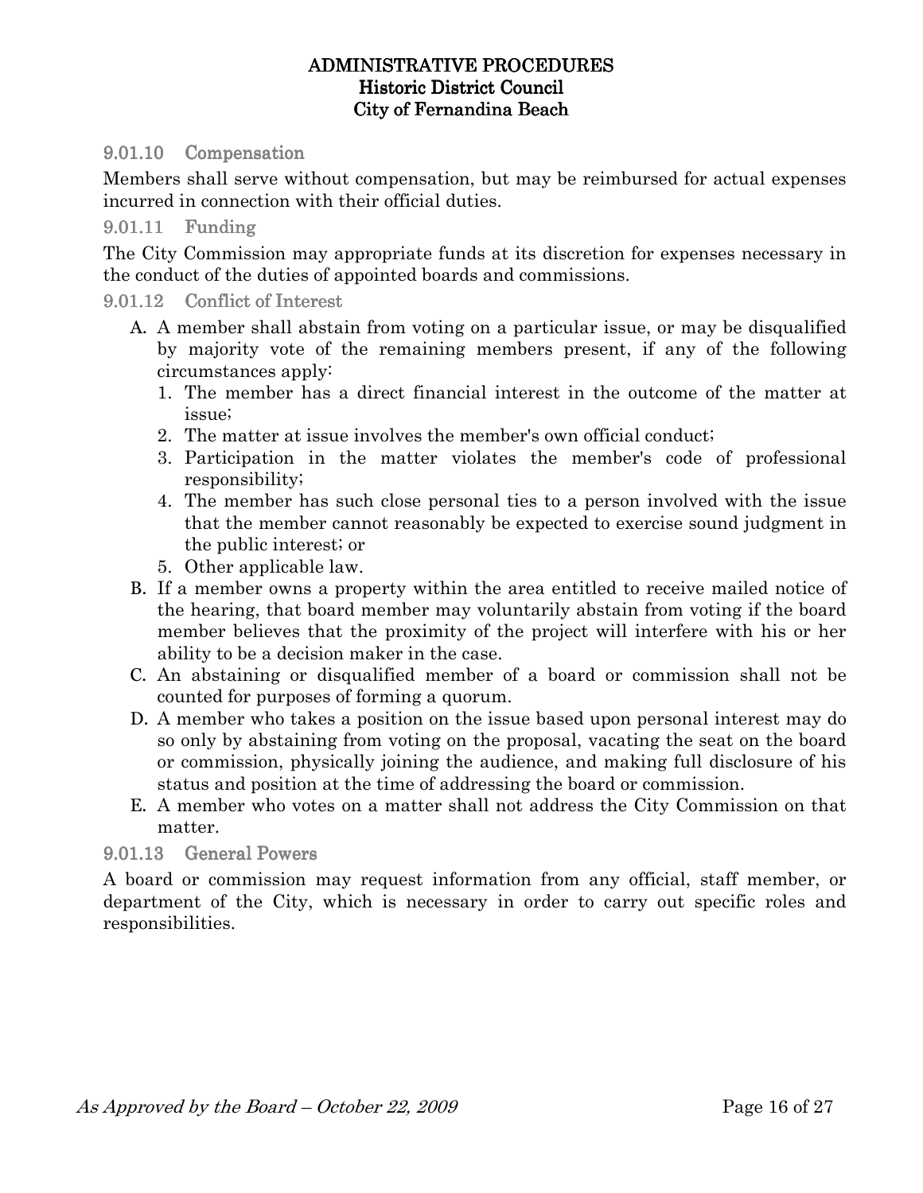### 9.01.10 Compensation

Members shall serve without compensation, but may be reimbursed for actual expenses incurred in connection with their official duties.

### 9.01.11 Funding

The City Commission may appropriate funds at its discretion for expenses necessary in the conduct of the duties of appointed boards and commissions.

### 9.01.12 Conflict of Interest

A. A member shall abstain from voting on a particular issue, or may be disqualified by majority vote of the remaining members present, if any of the following circumstances apply:
   1. The member has a direct financial interest in the outcome of the matter at issue;
   2. The matter at issue involves the member's own official conduct;
   3. Participation in the matter violates the member's code of professional responsibility;
   4. The member has such close personal ties to a person involved with the issue that the member cannot reasonably be expected to exercise sound judgment in the public interest; or
   5. Other applicable law.

B. If a member owns a property within the area entitled to receive mailed notice of the hearing, that board member may voluntarily abstain from voting if the board member believes that the proximity of the project will interfere with his or her ability to be a decision maker in the case.

C. An abstaining or disqualified member of a board or commission shall not be counted for purposes of forming a quorum.

D. A member who takes a position on the issue based upon personal interest may do so only by abstaining from voting on the proposal, vacating the seat on the board or commission, physically joining the audience, and making full disclosure of his status and position at the time of addressing the board or commission.

E. A member who votes on a matter shall not address the City Commission on that matter.

### 9.01.13 General Powers

A board or commission may request information from any official, staff member, or department of the City, which is necessary in order to carry out specific roles and responsibilities.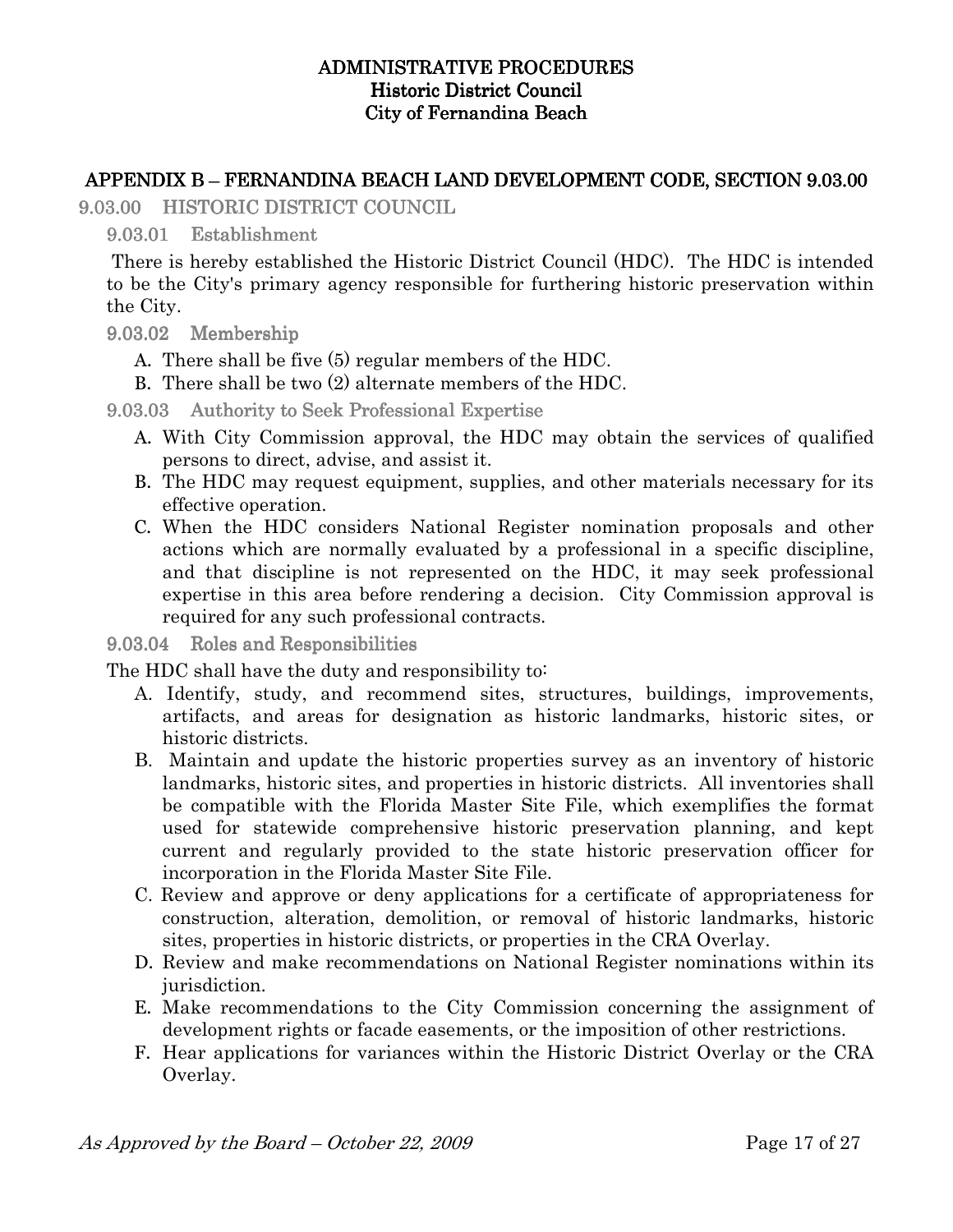# ADMINISTRATIVE PROCEDURES
# Historic District Council
# City of Fernandina Beach

## APPENDIX B – FERNANDINA BEACH LAND DEVELOPMENT CODE, SECTION 9.03.00

### 9.03.00 HISTORIC DISTRICT COUNCIL

#### 9.03.01 Establishment

There is hereby established the Historic District Council (HDC). The HDC is intended to be the City's primary agency responsible for furthering historic preservation within the City.

#### 9.03.02 Membership

A. There shall be five (5) regular members of the HDC.

B. There shall be two (2) alternate members of the HDC.

#### 9.03.03 Authority to Seek Professional Expertise

A. With City Commission approval, the HDC may obtain the services of qualified persons to direct, advise, and assist it.

B. The HDC may request equipment, supplies, and other materials necessary for its effective operation.

C. When the HDC considers National Register nomination proposals and other actions which are normally evaluated by a professional in a specific discipline, and that discipline is not represented on the HDC, it may seek professional expertise in this area before rendering a decision. City Commission approval is required for any such professional contracts.

#### 9.03.04 Roles and Responsibilities

The HDC shall have the duty and responsibility to:

A. Identify, study, and recommend sites, structures, buildings, improvements, artifacts, and areas for designation as historic landmarks, historic sites, or historic districts.

B. Maintain and update the historic properties survey as an inventory of historic landmarks, historic sites, and properties in historic districts. All inventories shall be compatible with the Florida Master Site File, which exemplifies the format used for statewide comprehensive historic preservation planning, and kept current and regularly provided to the state historic preservation officer for incorporation in the Florida Master Site File.

C. Review and approve or deny applications for a certificate of appropriateness for construction, alteration, demolition, or removal of historic landmarks, historic sites, properties in historic districts, or properties in the CRA Overlay.

D. Review and make recommendations on National Register nominations within its jurisdiction.

E. Make recommendations to the City Commission concerning the assignment of development rights or facade easements, or the imposition of other restrictions.

F. Hear applications for variances within the Historic District Overlay or the CRA Overlay.

*As Approved by the Board – October 22, 2009*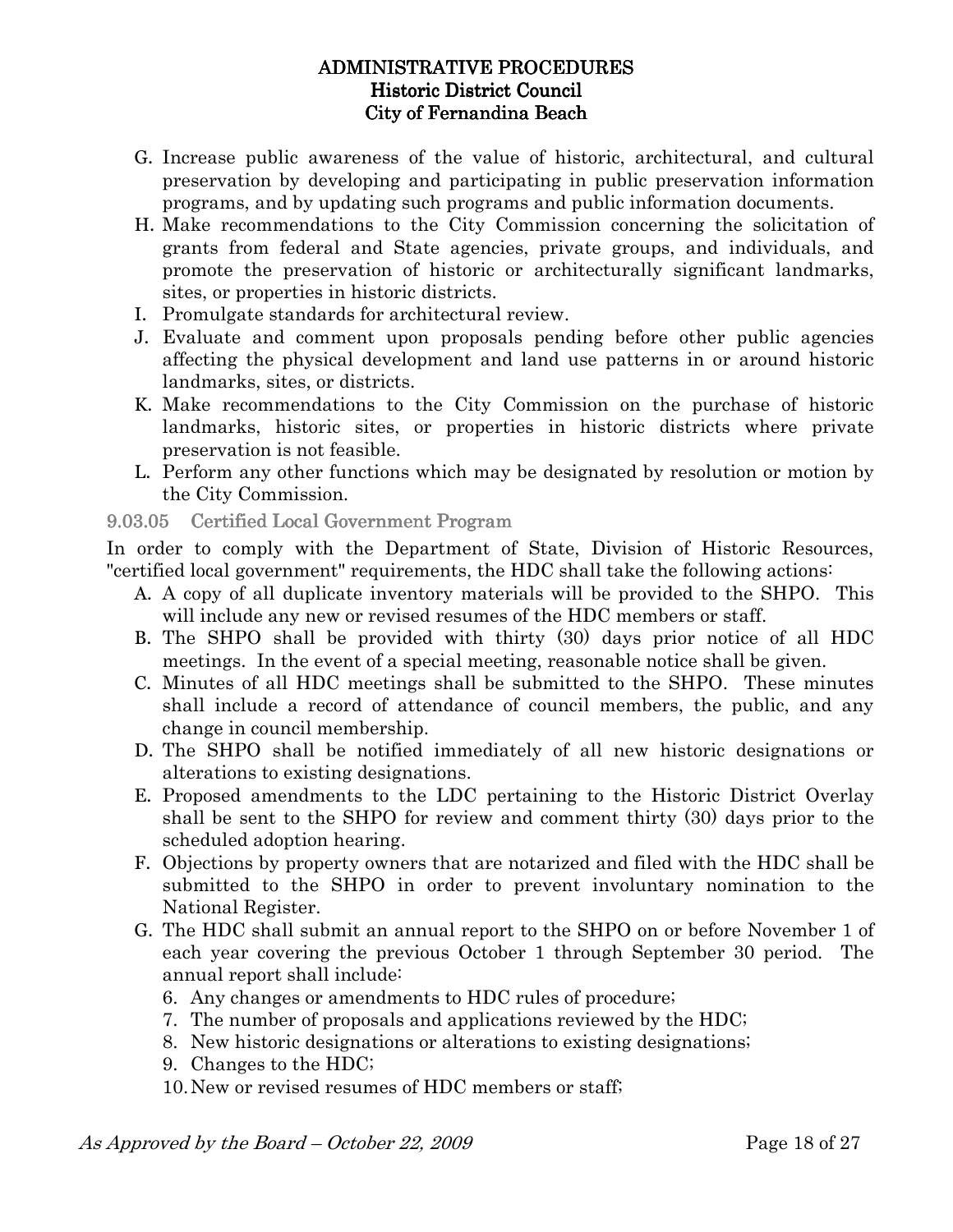G. Increase public awareness of the value of historic, architectural, and cultural preservation by developing and participating in public preservation information programs, and by updating such programs and public information documents.

H. Make recommendations to the City Commission concerning the solicitation of grants from federal and State agencies, private groups, and individuals, and promote the preservation of historic or architecturally significant landmarks, sites, or properties in historic districts.

I. Promulgate standards for architectural review.

J. Evaluate and comment upon proposals pending before other public agencies affecting the physical development and land use patterns in or around historic landmarks, sites, or districts.

K. Make recommendations to the City Commission on the purchase of historic landmarks, historic sites, or properties in historic districts where private preservation is not feasible.

L. Perform any other functions which may be designated by resolution or motion by the City Commission.

### 9.03.05 Certified Local Government Program

In order to comply with the Department of State, Division of Historic Resources, "certified local government" requirements, the HDC shall take the following actions:

A. A copy of all duplicate inventory materials will be provided to the SHPO. This will include any new or revised resumes of the HDC members or staff.

B. The SHPO shall be provided with thirty (30) days prior notice of all HDC meetings. In the event of a special meeting, reasonable notice shall be given.

C. Minutes of all HDC meetings shall be submitted to the SHPO. These minutes shall include a record of attendance of council members, the public, and any change in council membership.

D. The SHPO shall be notified immediately of all new historic designations or alterations to existing designations.

E. Proposed amendments to the LDC pertaining to the Historic District Overlay shall be sent to the SHPO for review and comment thirty (30) days prior to the scheduled adoption hearing.

F. Objections by property owners that are notarized and filed with the HDC shall be submitted to the SHPO in order to prevent involuntary nomination to the National Register.

G. The HDC shall submit an annual report to the SHPO on or before November 1 of each year covering the previous October 1 through September 30 period. The annual report shall include:

   6. Any changes or amendments to HDC rules of procedure;
   7. The number of proposals and applications reviewed by the HDC;
   8. New historic designations or alterations to existing designations;
   9. Changes to the HDC;
   10. New or revised resumes of HDC members or staff;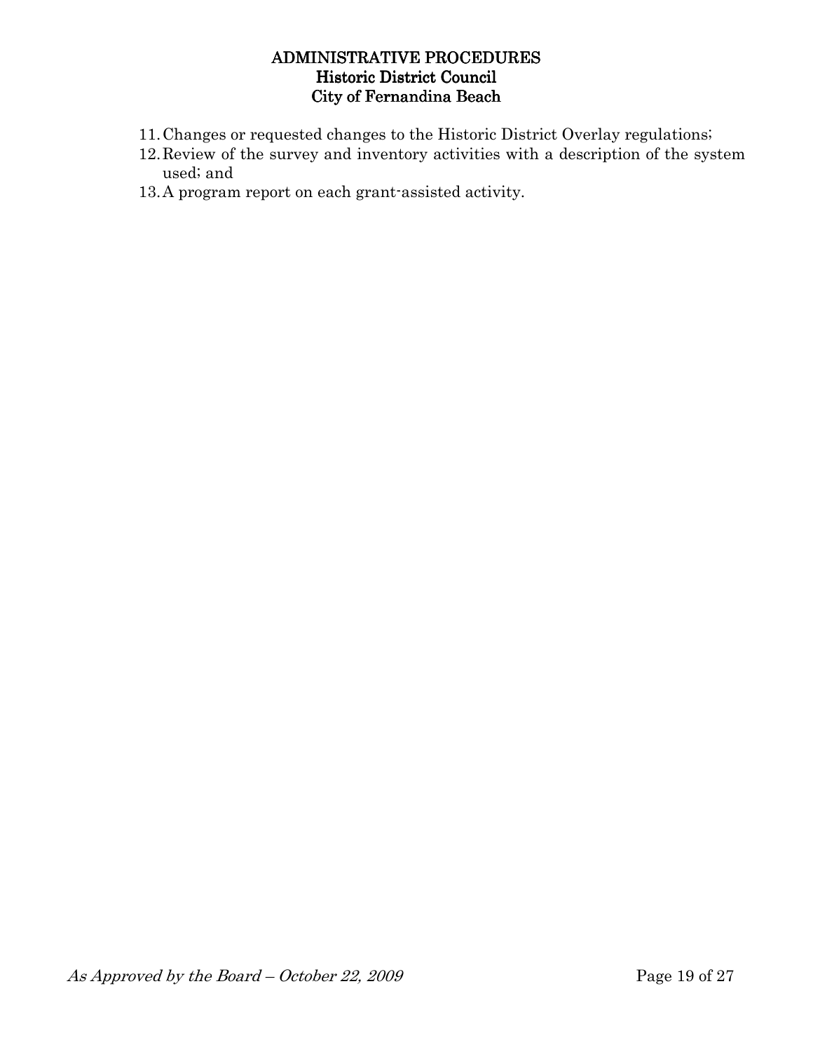11. Changes or requested changes to the Historic District Overlay regulations;
12. Review of the survey and inventory activities with a description of the system used; and
13. A program report on each grant-assisted activity.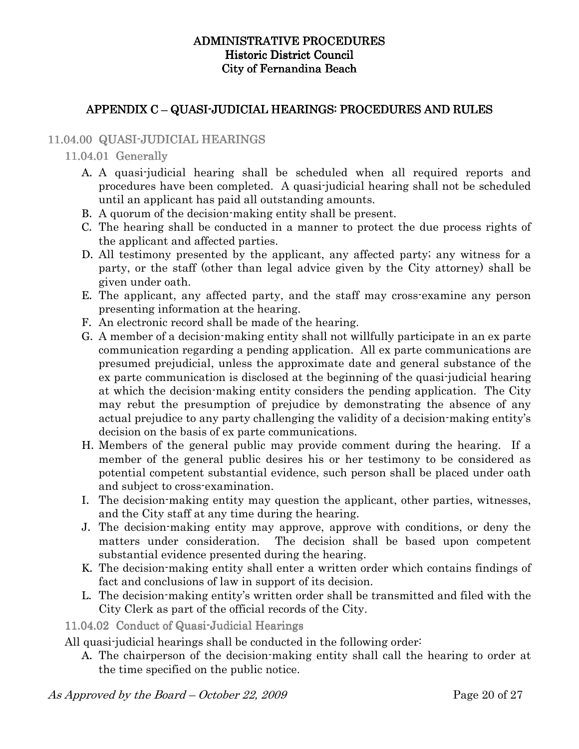ADMINISTRATIVE PROCEDURES
Historic District Council
City of Fernandina Beach

## APPENDIX C – QUASI-JUDICIAL HEARINGS: PROCEDURES AND RULES

### 11.04.00 QUASI-JUDICIAL HEARINGS

#### 11.04.01 Generally

A. A quasi-judicial hearing shall be scheduled when all required reports and procedures have been completed. A quasi-judicial hearing shall not be scheduled until an applicant has paid all outstanding amounts.

B. A quorum of the decision-making entity shall be present.

C. The hearing shall be conducted in a manner to protect the due process rights of the applicant and affected parties.

D. All testimony presented by the applicant, any affected party; any witness for a party, or the staff (other than legal advice given by the City attorney) shall be given under oath.

E. The applicant, any affected party, and the staff may cross-examine any person presenting information at the hearing.

F. An electronic record shall be made of the hearing.

G. A member of a decision-making entity shall not willfully participate in an ex parte communication regarding a pending application. All ex parte communications are presumed prejudicial, unless the approximate date and general substance of the ex parte communication is disclosed at the beginning of the quasi-judicial hearing at which the decision-making entity considers the pending application. The City may rebut the presumption of prejudice by demonstrating the absence of any actual prejudice to any party challenging the validity of a decision-making entity's decision on the basis of ex parte communications.

H. Members of the general public may provide comment during the hearing. If a member of the general public desires his or her testimony to be considered as potential competent substantial evidence, such person shall be placed under oath and subject to cross-examination.

I. The decision-making entity may question the applicant, other parties, witnesses, and the City staff at any time during the hearing.

J. The decision-making entity may approve, approve with conditions, or deny the matters under consideration. The decision shall be based upon competent substantial evidence presented during the hearing.

K. The decision-making entity shall enter a written order which contains findings of fact and conclusions of law in support of its decision.

L. The decision-making entity's written order shall be transmitted and filed with the City Clerk as part of the official records of the City.

#### 11.04.02 Conduct of Quasi-Judicial Hearings

All quasi-judicial hearings shall be conducted in the following order:

A. The chairperson of the decision-making entity shall call the hearing to order at the time specified on the public notice.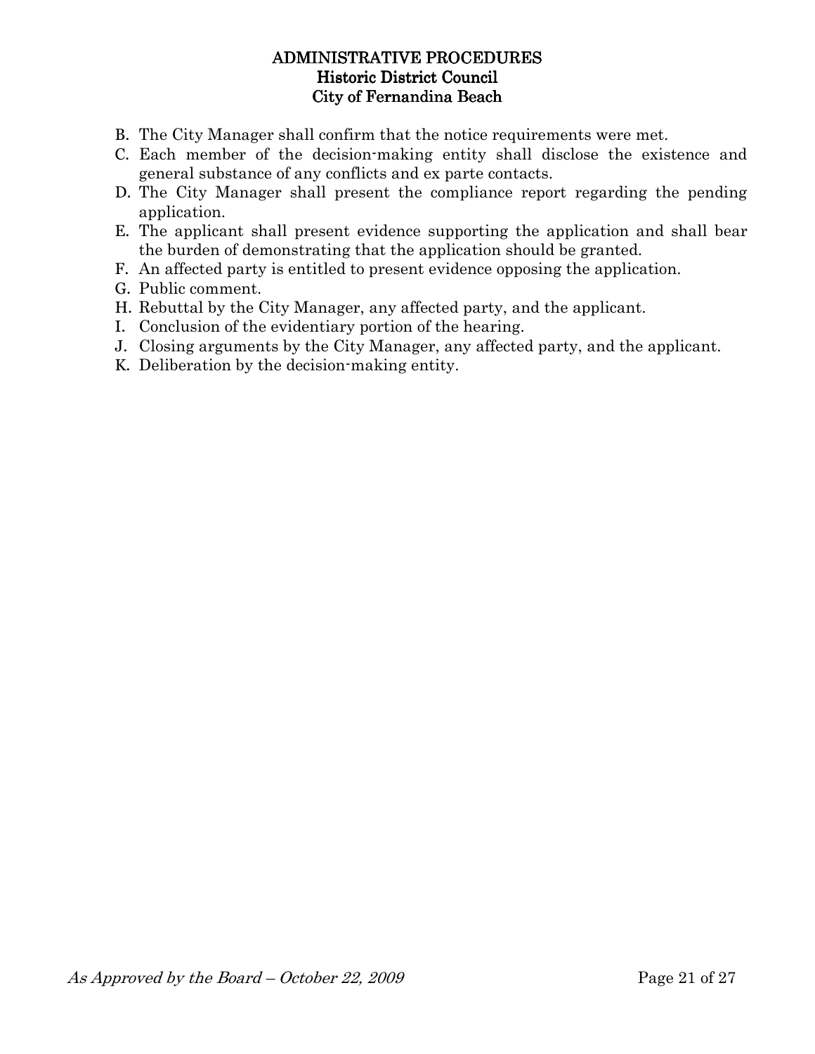B. The City Manager shall confirm that the notice requirements were met.
C. Each member of the decision-making entity shall disclose the existence and general substance of any conflicts and ex parte contacts.
D. The City Manager shall present the compliance report regarding the pending application.
E. The applicant shall present evidence supporting the application and shall bear the burden of demonstrating that the application should be granted.
F. An affected party is entitled to present evidence opposing the application.
G. Public comment.
H. Rebuttal by the City Manager, any affected party, and the applicant.
I. Conclusion of the evidentiary portion of the hearing.
J. Closing arguments by the City Manager, any affected party, and the applicant.
K. Deliberation by the decision-making entity.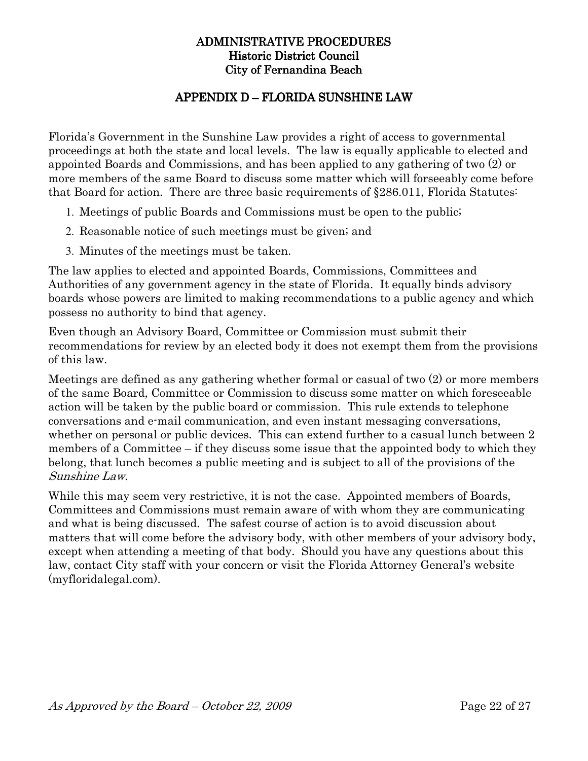**ADMINISTRATIVE PROCEDURES**
**Historic District Council**
**City of Fernandina Beach**

## APPENDIX D – FLORIDA SUNSHINE LAW

Florida's Government in the Sunshine Law provides a right of access to governmental proceedings at both the state and local levels. The law is equally applicable to elected and appointed Boards and Commissions, and has been applied to any gathering of two (2) or more members of the same Board to discuss some matter which will forseeably come before that Board for action. There are three basic requirements of §286.011, Florida Statutes:

1. Meetings of public Boards and Commissions must be open to the public;
2. Reasonable notice of such meetings must be given; and
3. Minutes of the meetings must be taken.

The law applies to elected and appointed Boards, Commissions, Committees and Authorities of any government agency in the state of Florida. It equally binds advisory boards whose powers are limited to making recommendations to a public agency and which possess no authority to bind that agency.

Even though an Advisory Board, Committee or Commission must submit their recommendations for review by an elected body it does not exempt them from the provisions of this law.

Meetings are defined as any gathering whether formal or casual of two (2) or more members of the same Board, Committee or Commission to discuss some matter on which foreseeable action will be taken by the public board or commission. This rule extends to telephone conversations and e-mail communication, and even instant messaging conversations, whether on personal or public devices. This can extend further to a casual lunch between 2 members of a Committee – if they discuss some issue that the appointed body to which they belong, that lunch becomes a public meeting and is subject to all of the provisions of the *Sunshine Law*.

While this may seem very restrictive, it is not the case. Appointed members of Boards, Committees and Commissions must remain aware of with whom they are communicating and what is being discussed. The safest course of action is to avoid discussion about matters that will come before the advisory body, with other members of your advisory body, except when attending a meeting of that body. Should you have any questions about this law, contact City staff with your concern or visit the Florida Attorney General's website (myfloridalegal.com).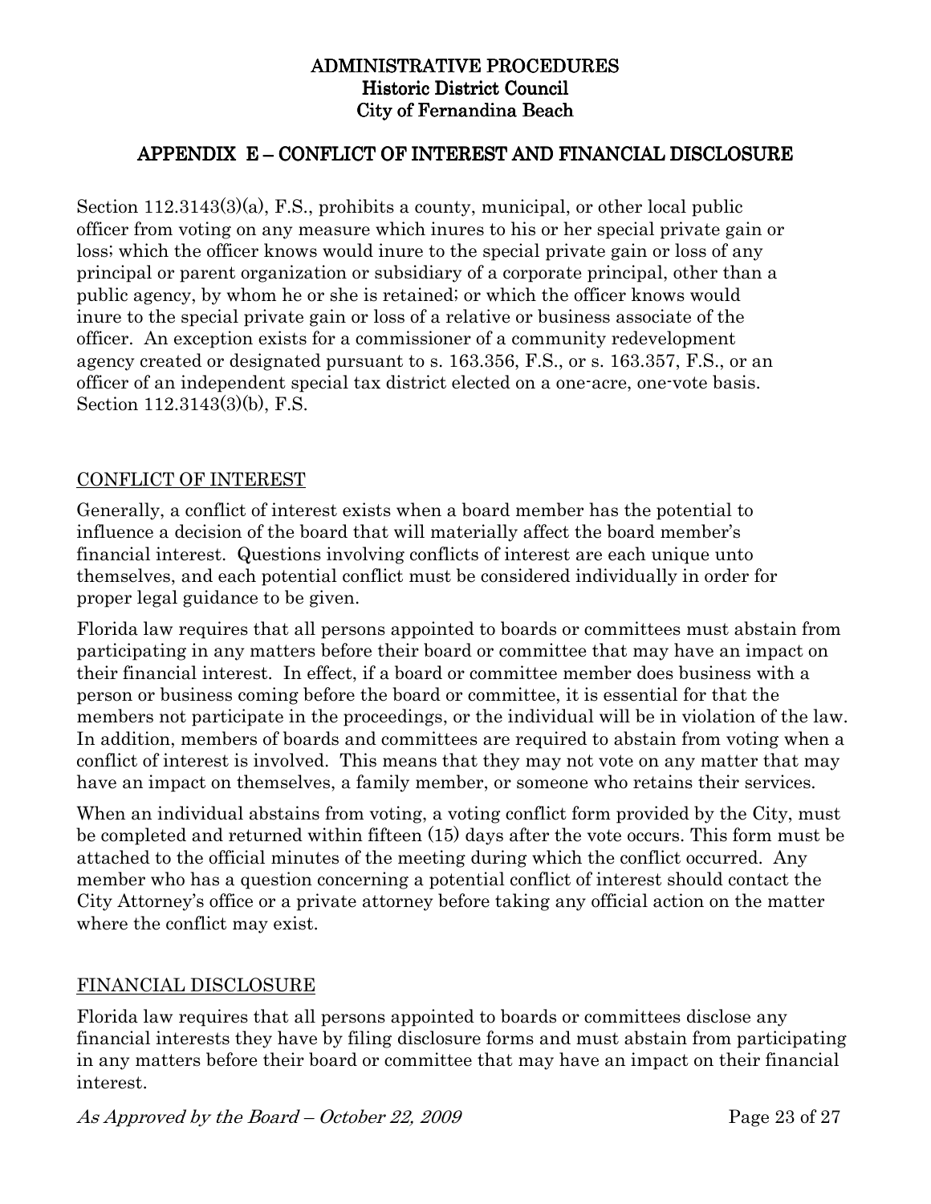# APPENDIX E – CONFLICT OF INTEREST AND FINANCIAL DISCLOSURE

Section 112.3143(3)(a), F.S., prohibits a county, municipal, or other local public officer from voting on any measure which inures to his or her special private gain or loss; which the officer knows would inure to the special private gain or loss of any principal or parent organization or subsidiary of a corporate principal, other than a public agency, by whom he or she is retained; or which the officer knows would inure to the special private gain or loss of a relative or business associate of the officer. An exception exists for a commissioner of a community redevelopment agency created or designated pursuant to s. 163.356, F.S., or s. 163.357, F.S., or an officer of an independent special tax district elected on a one-acre, one-vote basis. Section 112.3143(3)(b), F.S.

## CONFLICT OF INTEREST

Generally, a conflict of interest exists when a board member has the potential to influence a decision of the board that will materially affect the board member's financial interest. Questions involving conflicts of interest are each unique unto themselves, and each potential conflict must be considered individually in order for proper legal guidance to be given.

Florida law requires that all persons appointed to boards or committees must abstain from participating in any matters before their board or committee that may have an impact on their financial interest. In effect, if a board or committee member does business with a person or business coming before the board or committee, it is essential for that the members not participate in the proceedings, or the individual will be in violation of the law. In addition, members of boards and committees are required to abstain from voting when a conflict of interest is involved. This means that they may not vote on any matter that may have an impact on themselves, a family member, or someone who retains their services.

When an individual abstains from voting, a voting conflict form provided by the City, must be completed and returned within fifteen (15) days after the vote occurs. This form must be attached to the official minutes of the meeting during which the conflict occurred. Any member who has a question concerning a potential conflict of interest should contact the City Attorney's office or a private attorney before taking any official action on the matter where the conflict may exist.

## FINANCIAL DISCLOSURE

Florida law requires that all persons appointed to boards or committees disclose any financial interests they have by filing disclosure forms and must abstain from participating in any matters before their board or committee that may have an impact on their financial interest.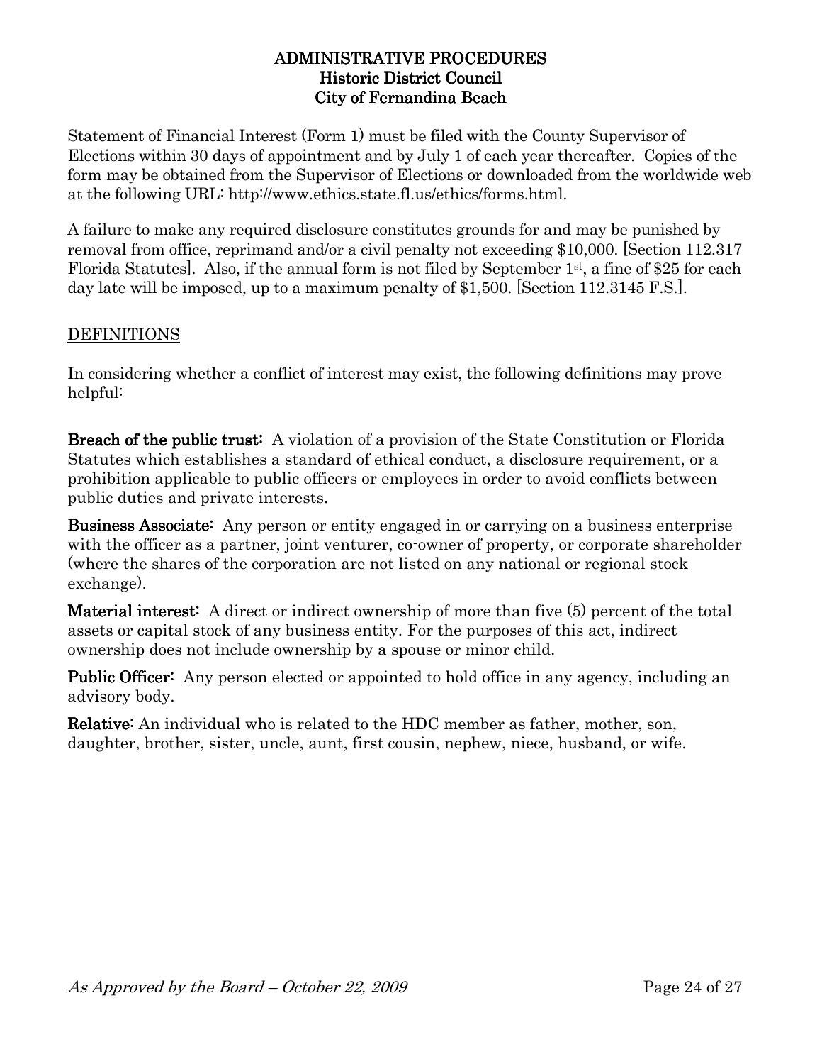Statement of Financial Interest (Form 1) must be filed with the County Supervisor of Elections within 30 days of appointment and by July 1 of each year thereafter. Copies of the form may be obtained from the Supervisor of Elections or downloaded from the worldwide web at the following URL: http://www.ethics.state.fl.us/ethics/forms.html.

A failure to make any required disclosure constitutes grounds for and may be punished by removal from office, reprimand and/or a civil penalty not exceeding $10,000. [Section 112.317 Florida Statutes]. Also, if the annual form is not filed by September 1st, a fine of $25 for each day late will be imposed, up to a maximum penalty of $1,500. [Section 112.3145 F.S.].

## DEFINITIONS

In considering whether a conflict of interest may exist, the following definitions may prove helpful:

**Breach of the public trust:** A violation of a provision of the State Constitution or Florida Statutes which establishes a standard of ethical conduct, a disclosure requirement, or a prohibition applicable to public officers or employees in order to avoid conflicts between public duties and private interests.

**Business Associate:** Any person or entity engaged in or carrying on a business enterprise with the officer as a partner, joint venturer, co-owner of property, or corporate shareholder (where the shares of the corporation are not listed on any national or regional stock exchange).

**Material interest:** A direct or indirect ownership of more than five (5) percent of the total assets or capital stock of any business entity. For the purposes of this act, indirect ownership does not include ownership by a spouse or minor child.

**Public Officer:** Any person elected or appointed to hold office in any agency, including an advisory body.

**Relative:** An individual who is related to the HDC member as father, mother, son, daughter, brother, sister, uncle, aunt, first cousin, nephew, niece, husband, or wife.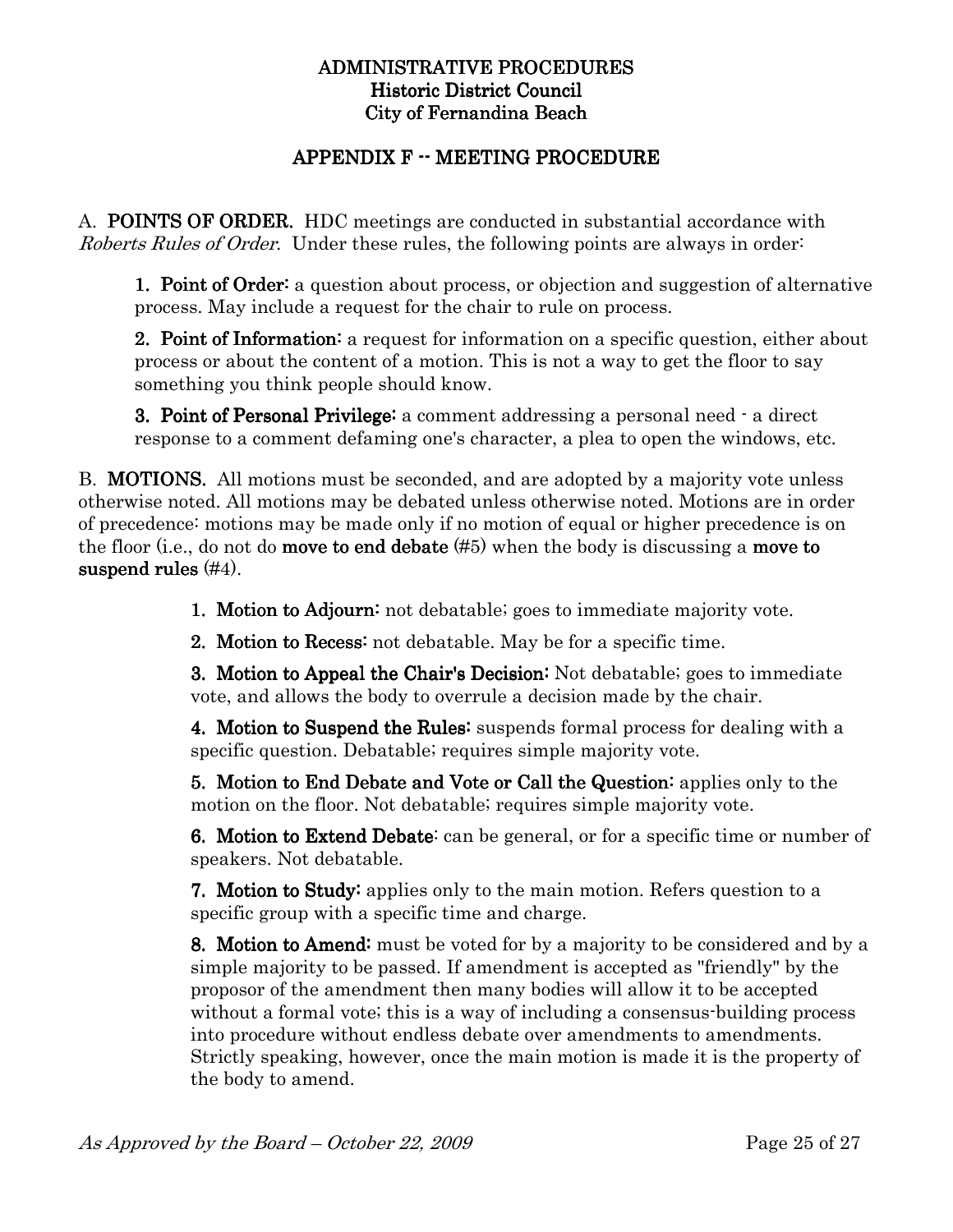**ADMINISTRATIVE PROCEDURES**
**Historic District Council**
**City of Fernandina Beach**

## APPENDIX F -- MEETING PROCEDURE

A. **POINTS OF ORDER.** HDC meetings are conducted in substantial accordance with *Roberts Rules of Order*. Under these rules, the following points are always in order:

1. **Point of Order:** a question about process, or objection and suggestion of alternative process. May include a request for the chair to rule on process.

2. **Point of Information:** a request for information on a specific question, either about process or about the content of a motion. This is not a way to get the floor to say something you think people should know.

3. **Point of Personal Privilege:** a comment addressing a personal need - a direct response to a comment defaming one's character, a plea to open the windows, etc.

B. **MOTIONS.** All motions must be seconded, and are adopted by a majority vote unless otherwise noted. All motions may be debated unless otherwise noted. Motions are in order of precedence: motions may be made only if no motion of equal or higher precedence is on the floor (i.e., do not do **move to end debate** (#5) when the body is discussing a **move to suspend rules** (#4).

1. **Motion to Adjourn:** not debatable; goes to immediate majority vote.

2. **Motion to Recess:** not debatable. May be for a specific time.

3. **Motion to Appeal the Chair's Decision:** Not debatable; goes to immediate vote, and allows the body to overrule a decision made by the chair.

4. **Motion to Suspend the Rules:** suspends formal process for dealing with a specific question. Debatable; requires simple majority vote.

5. **Motion to End Debate and Vote or Call the Question:** applies only to the motion on the floor. Not debatable; requires simple majority vote.

6. **Motion to Extend Debate:** can be general, or for a specific time or number of speakers. Not debatable.

7. **Motion to Study:** applies only to the main motion. Refers question to a specific group with a specific time and charge.

8. **Motion to Amend:** must be voted for by a majority to be considered and by a simple majority to be passed. If amendment is accepted as "friendly" by the proposor of the amendment then many bodies will allow it to be accepted without a formal vote; this is a way of including a consensus-building process into procedure without endless debate over amendments to amendments. Strictly speaking, however, once the main motion is made it is the property of the body to amend.

*As Approved by the Board – October 22, 2009*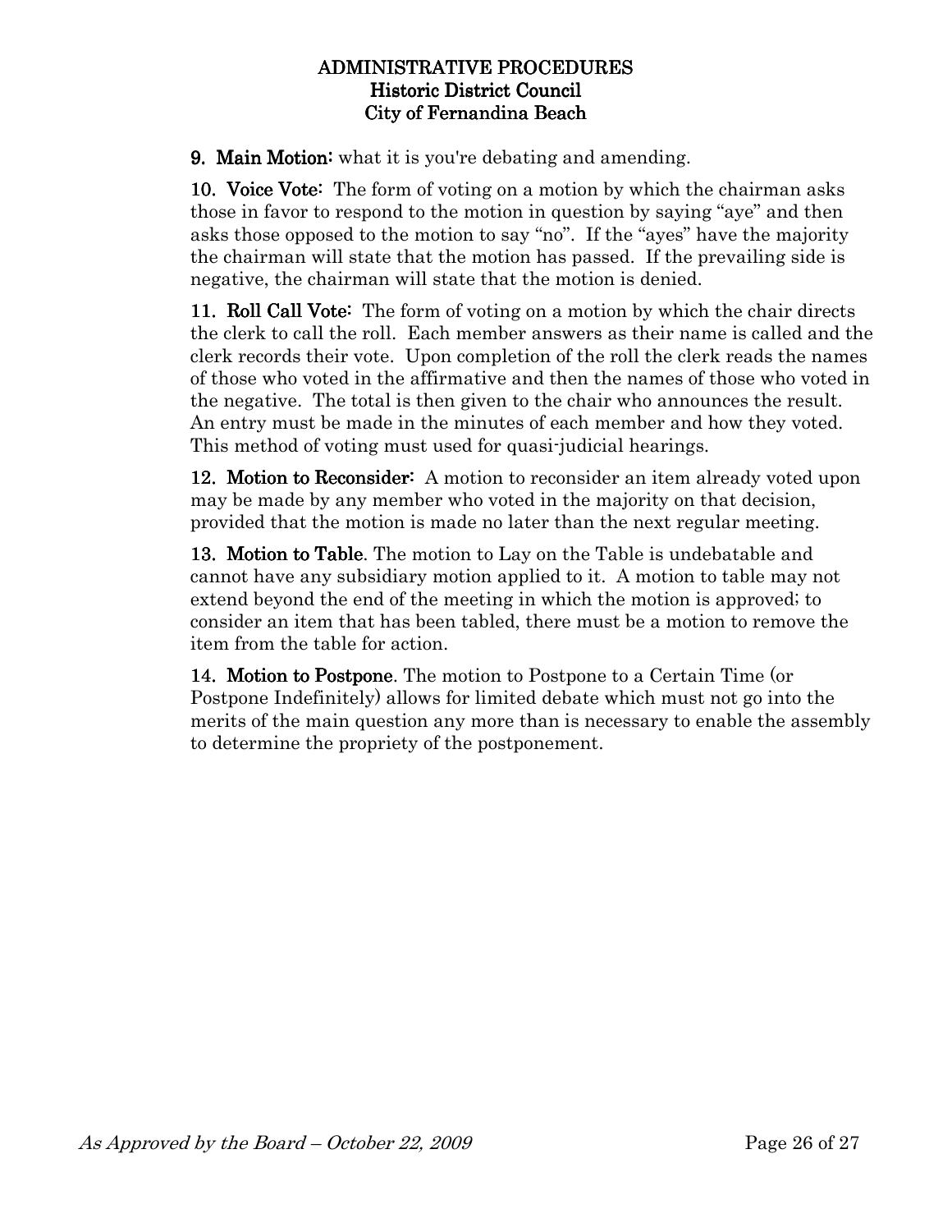**9. Main Motion:** what it is you're debating and amending.

**10. Voice Vote:** The form of voting on a motion by which the chairman asks those in favor to respond to the motion in question by saying "aye" and then asks those opposed to the motion to say "no". If the "ayes" have the majority the chairman will state that the motion has passed. If the prevailing side is negative, the chairman will state that the motion is denied.

**11. Roll Call Vote:** The form of voting on a motion by which the chair directs the clerk to call the roll. Each member answers as their name is called and the clerk records their vote. Upon completion of the roll the clerk reads the names of those who voted in the affirmative and then the names of those who voted in the negative. The total is then given to the chair who announces the result. An entry must be made in the minutes of each member and how they voted. This method of voting must used for quasi-judicial hearings.

**12. Motion to Reconsider:** A motion to reconsider an item already voted upon may be made by any member who voted in the majority on that decision, provided that the motion is made no later than the next regular meeting.

**13. Motion to Table**. The motion to Lay on the Table is undebatable and cannot have any subsidiary motion applied to it. A motion to table may not extend beyond the end of the meeting in which the motion is approved; to consider an item that has been tabled, there must be a motion to remove the item from the table for action.

**14. Motion to Postpone**. The motion to Postpone to a Certain Time (or Postpone Indefinitely) allows for limited debate which must not go into the merits of the main question any more than is necessary to enable the assembly to determine the propriety of the postponement.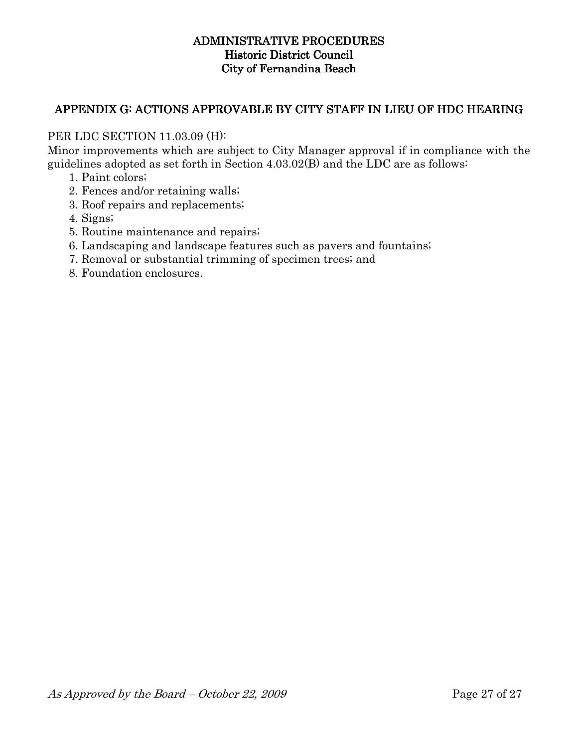## APPENDIX G: ACTIONS APPROVABLE BY CITY STAFF IN LIEU OF HDC HEARING

PER LDC SECTION 11.03.09 (H):

Minor improvements which are subject to City Manager approval if in compliance with the guidelines adopted as set forth in Section 4.03.02(B) and the LDC are as follows:

1. Paint colors;
2. Fences and/or retaining walls;
3. Roof repairs and replacements;
4. Signs;
5. Routine maintenance and repairs;
6. Landscaping and landscape features such as pavers and fountains;
7. Removal or substantial trimming of specimen trees; and
8. Foundation enclosures.